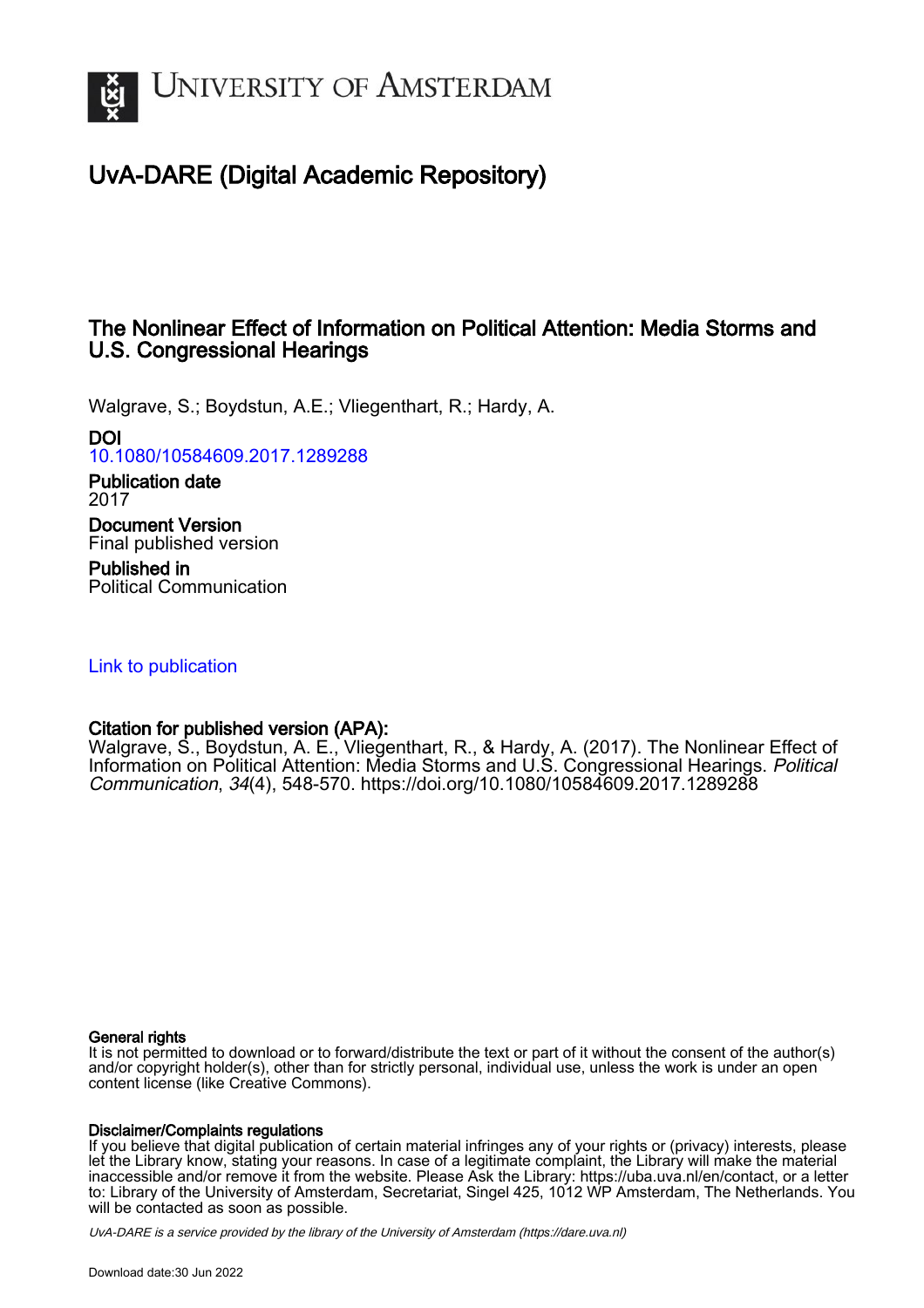# UvA-DARE (Digital Academic Repository)

## The Nonlinear Effect of Information on Political Attention: Media Storms and U.S. Congressional Hearings

Walgrave, S.; Boydstun, A.E.; Vliegenthart, R.; Hardy, A.

**DOI**
10.1080/10584609.2017.1289288

**Publication date**
2017

**Document Version**
Final published version

**Published in**
Political Communication

Link to publication

**Citation for published version (APA):**
Walgrave, S., Boydstun, A. E., Vliegenthart, R., & Hardy, A. (2017). The Nonlinear Effect of Information on Political Attention: Media Storms and U.S. Congressional Hearings. *Political Communication*, *34*(4), 548-570. https://doi.org/10.1080/10584609.2017.1289288

**General rights**
It is not permitted to download or to forward/distribute the text or part of it without the consent of the author(s) and/or copyright holder(s), other than for strictly personal, individual use, unless the work is under an open content license (like Creative Commons).

**Disclaimer/Complaints regulations**
If you believe that digital publication of certain material infringes any of your rights or (privacy) interests, please let the Library know, stating your reasons. In case of a legitimate complaint, the Library will make the material inaccessible and/or remove it from the website. Please Ask the Library: https://uba.uva.nl/en/contact, or a letter to: Library of the University of Amsterdam, Secretariat, Singel 425, 1012 WP Amsterdam, The Netherlands. You will be contacted as soon as possible.

*UvA-DARE is a service provided by the library of the University of Amsterdam (https://dare.uva.nl)*

Download date:30 Jun 2022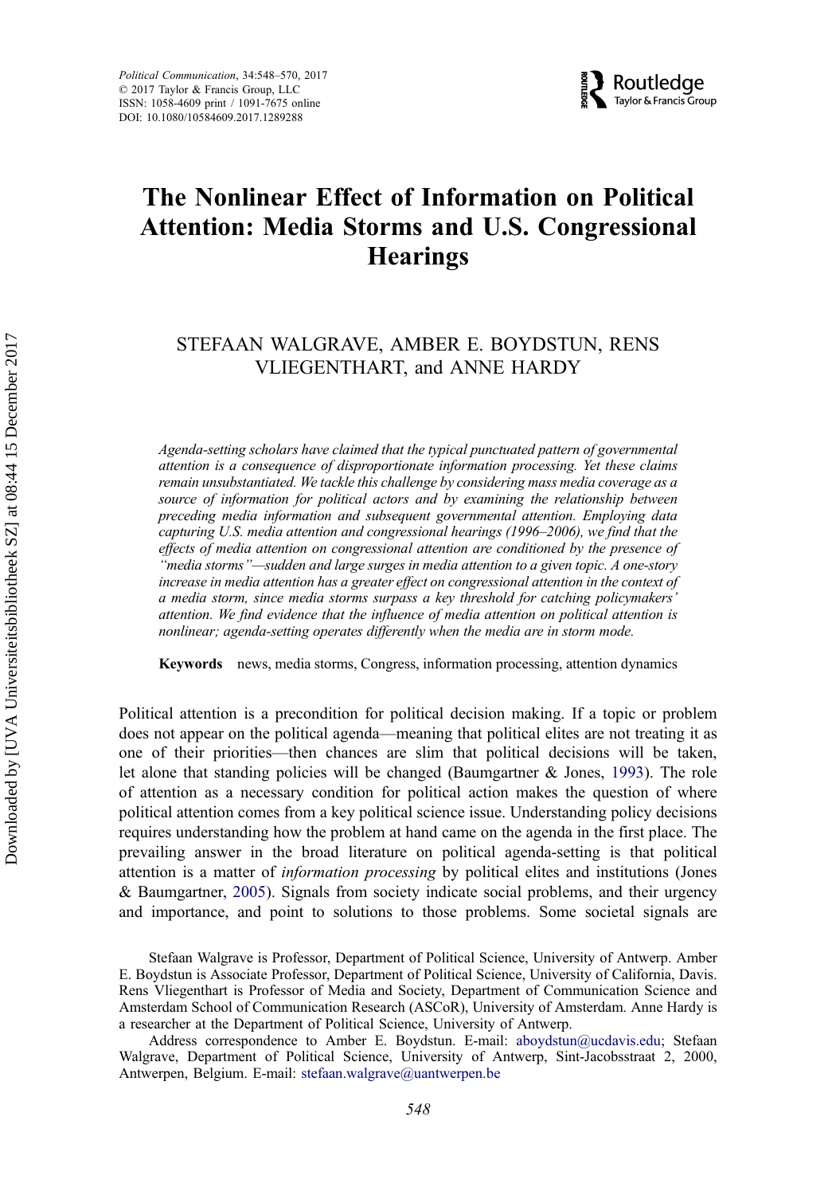# The Nonlinear Effect of Information on Political Attention: Media Storms and U.S. Congressional Hearings

STEFAAN WALGRAVE, AMBER E. BOYDSTUN, RENS VLIEGENTHART, and ANNE HARDY

*Agenda-setting scholars have claimed that the typical punctuated pattern of governmental attention is a consequence of disproportionate information processing. Yet these claims remain unsubstantiated. We tackle this challenge by considering mass media coverage as a source of information for political actors and by examining the relationship between preceding media information and subsequent governmental attention. Employing data capturing U.S. media attention and congressional hearings (1996–2006), we find that the effects of media attention on congressional attention are conditioned by the presence of "media storms"—sudden and large surges in media attention to a given topic. A one-story increase in media attention has a greater effect on congressional attention in the context of a media storm, since media storms surpass a key threshold for catching policymakers' attention. We find evidence that the influence of media attention on political attention is nonlinear; agenda-setting operates differently when the media are in storm mode.*

**Keywords** news, media storms, Congress, information processing, attention dynamics

Political attention is a precondition for political decision making. If a topic or problem does not appear on the political agenda—meaning that political elites are not treating it as one of their priorities—then chances are slim that political decisions will be taken, let alone that standing policies will be changed (Baumgartner & Jones, 1993). The role of attention as a necessary condition for political action makes the question of where political attention comes from a key political science issue. Understanding policy decisions requires understanding how the problem at hand came on the agenda in the first place. The prevailing answer in the broad literature on political agenda-setting is that political attention is a matter of *information processing* by political elites and institutions (Jones & Baumgartner, 2005). Signals from society indicate social problems, and their urgency and importance, and point to solutions to those problems. Some societal signals are

Stefaan Walgrave is Professor, Department of Political Science, University of Antwerp. Amber E. Boydstun is Associate Professor, Department of Political Science, University of California, Davis. Rens Vliegenthart is Professor of Media and Society, Department of Communication Science and Amsterdam School of Communication Research (ASCoR), University of Amsterdam. Anne Hardy is a researcher at the Department of Political Science, University of Antwerp.

Address correspondence to Amber E. Boydstun. E-mail: aboydstun@ucdavis.edu; Stefaan Walgrave, Department of Political Science, University of Antwerp, Sint-Jacobsstraat 2, 2000, Antwerpen, Belgium. E-mail: stefaan.walgrave@uantwerpen.be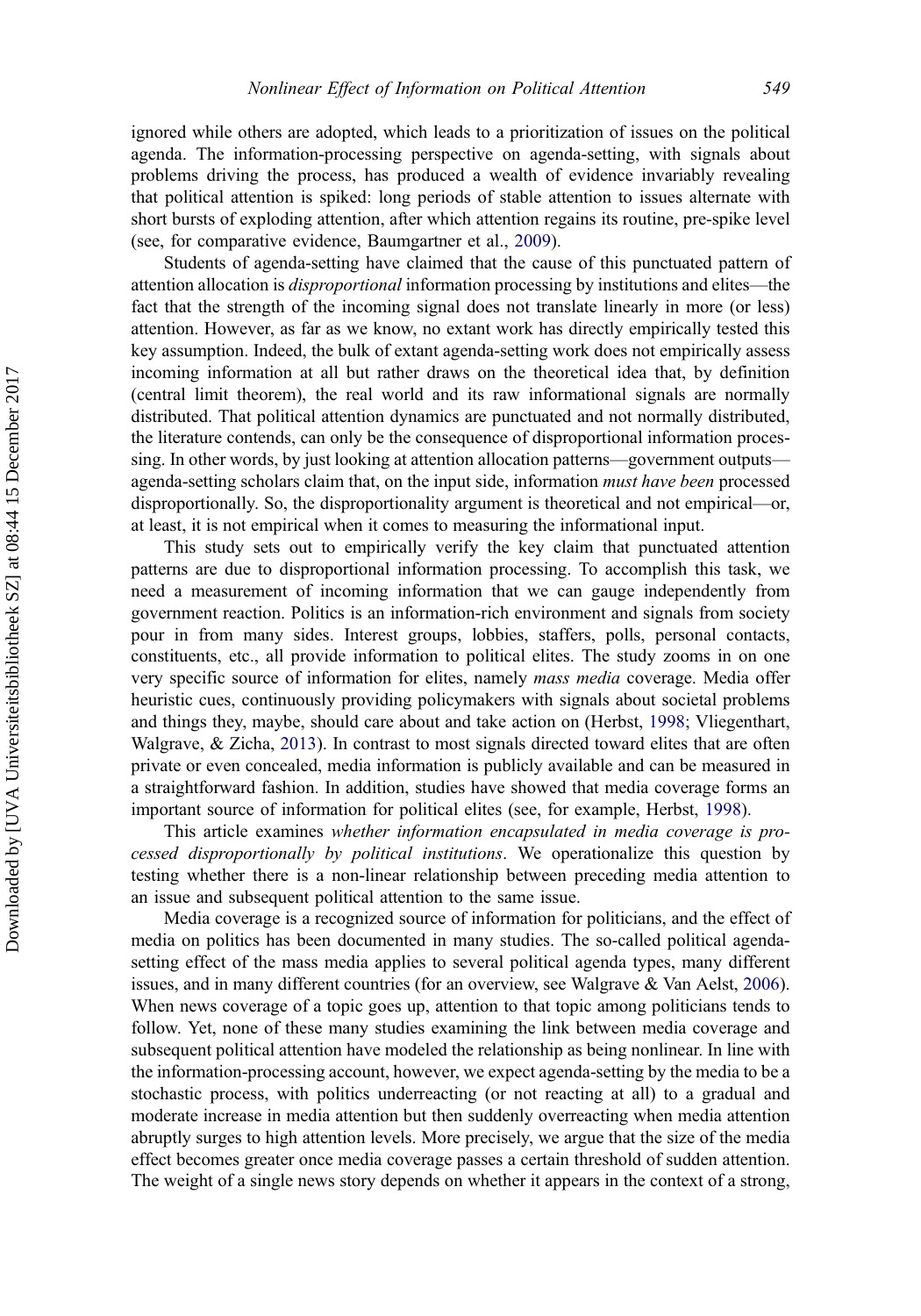ignored while others are adopted, which leads to a prioritization of issues on the political agenda. The information-processing perspective on agenda-setting, with signals about problems driving the process, has produced a wealth of evidence invariably revealing that political attention is spiked: long periods of stable attention to issues alternate with short bursts of exploding attention, after which attention regains its routine, pre-spike level (see, for comparative evidence, Baumgartner et al., 2009).

Students of agenda-setting have claimed that the cause of this punctuated pattern of attention allocation is *disproportional* information processing by institutions and elites—the fact that the strength of the incoming signal does not translate linearly in more (or less) attention. However, as far as we know, no extant work has directly empirically tested this key assumption. Indeed, the bulk of extant agenda-setting work does not empirically assess incoming information at all but rather draws on the theoretical idea that, by definition (central limit theorem), the real world and its raw informational signals are normally distributed. That political attention dynamics are punctuated and not normally distributed, the literature contends, can only be the consequence of disproportional information processing. In other words, by just looking at attention allocation patterns—government outputs—agenda-setting scholars claim that, on the input side, information *must have been* processed disproportionally. So, the disproportionality argument is theoretical and not empirical—or, at least, it is not empirical when it comes to measuring the informational input.

This study sets out to empirically verify the key claim that punctuated attention patterns are due to disproportional information processing. To accomplish this task, we need a measurement of incoming information that we can gauge independently from government reaction. Politics is an information-rich environment and signals from society pour in from many sides. Interest groups, lobbies, staffers, polls, personal contacts, constituents, etc., all provide information to political elites. The study zooms in on one very specific source of information for elites, namely *mass media* coverage. Media offer heuristic cues, continuously providing policymakers with signals about societal problems and things they, maybe, should care about and take action on (Herbst, 1998; Vliegenthart, Walgrave, & Zicha, 2013). In contrast to most signals directed toward elites that are often private or even concealed, media information is publicly available and can be measured in a straightforward fashion. In addition, studies have showed that media coverage forms an important source of information for political elites (see, for example, Herbst, 1998).

This article examines *whether information encapsulated in media coverage is processed disproportionally by political institutions*. We operationalize this question by testing whether there is a non-linear relationship between preceding media attention to an issue and subsequent political attention to the same issue.

Media coverage is a recognized source of information for politicians, and the effect of media on politics has been documented in many studies. The so-called political agenda-setting effect of the mass media applies to several political agenda types, many different issues, and in many different countries (for an overview, see Walgrave & Van Aelst, 2006). When news coverage of a topic goes up, attention to that topic among politicians tends to follow. Yet, none of these many studies examining the link between media coverage and subsequent political attention have modeled the relationship as being nonlinear. In line with the information-processing account, however, we expect agenda-setting by the media to be a stochastic process, with politics underreacting (or not reacting at all) to a gradual and moderate increase in media attention but then suddenly overreacting when media attention abruptly surges to high attention levels. More precisely, we argue that the size of the media effect becomes greater once media coverage passes a certain threshold of sudden attention. The weight of a single news story depends on whether it appears in the context of a strong,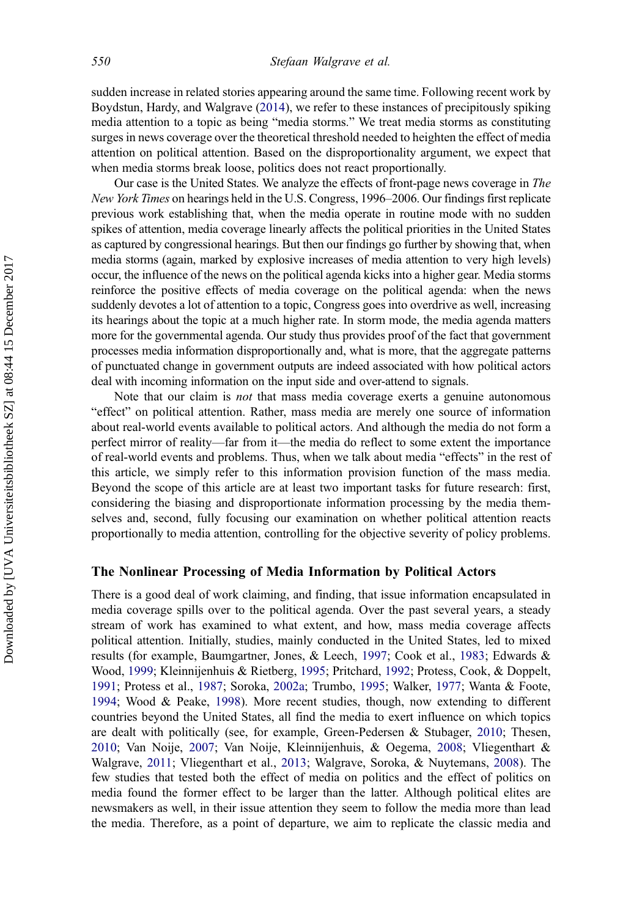sudden increase in related stories appearing around the same time. Following recent work by Boydstun, Hardy, and Walgrave (2014), we refer to these instances of precipitously spiking media attention to a topic as being "media storms." We treat media storms as constituting surges in news coverage over the theoretical threshold needed to heighten the effect of media attention on political attention. Based on the disproportionality argument, we expect that when media storms break loose, politics does not react proportionally.

Our case is the United States. We analyze the effects of front-page news coverage in *The New York Times* on hearings held in the U.S. Congress, 1996–2006. Our findings first replicate previous work establishing that, when the media operate in routine mode with no sudden spikes of attention, media coverage linearly affects the political priorities in the United States as captured by congressional hearings. But then our findings go further by showing that, when media storms (again, marked by explosive increases of media attention to very high levels) occur, the influence of the news on the political agenda kicks into a higher gear. Media storms reinforce the positive effects of media coverage on the political agenda: when the news suddenly devotes a lot of attention to a topic, Congress goes into overdrive as well, increasing its hearings about the topic at a much higher rate. In storm mode, the media agenda matters more for the governmental agenda. Our study thus provides proof of the fact that government processes media information disproportionally and, what is more, that the aggregate patterns of punctuated change in government outputs are indeed associated with how political actors deal with incoming information on the input side and over-attend to signals.

Note that our claim is *not* that mass media coverage exerts a genuine autonomous "effect" on political attention. Rather, mass media are merely one source of information about real-world events available to political actors. And although the media do not form a perfect mirror of reality—far from it—the media do reflect to some extent the importance of real-world events and problems. Thus, when we talk about media "effects" in the rest of this article, we simply refer to this information provision function of the mass media. Beyond the scope of this article are at least two important tasks for future research: first, considering the biasing and disproportionate information processing by the media themselves and, second, fully focusing our examination on whether political attention reacts proportionally to media attention, controlling for the objective severity of policy problems.

## The Nonlinear Processing of Media Information by Political Actors

There is a good deal of work claiming, and finding, that issue information encapsulated in media coverage spills over to the political agenda. Over the past several years, a steady stream of work has examined to what extent, and how, mass media coverage affects political attention. Initially, studies, mainly conducted in the United States, led to mixed results (for example, Baumgartner, Jones, & Leech, 1997; Cook et al., 1983; Edwards & Wood, 1999; Kleinnijenhuis & Rietberg, 1995; Pritchard, 1992; Protess, Cook, & Doppelt, 1991; Protess et al., 1987; Soroka, 2002a; Trumbo, 1995; Walker, 1977; Wanta & Foote, 1994; Wood & Peake, 1998). More recent studies, though, now extending to different countries beyond the United States, all find the media to exert influence on which topics are dealt with politically (see, for example, Green-Pedersen & Stubager, 2010; Thesen, 2010; Van Noije, 2007; Van Noije, Kleinnijenhuis, & Oegema, 2008; Vliegenthart & Walgrave, 2011; Vliegenthart et al., 2013; Walgrave, Soroka, & Nuytemans, 2008). The few studies that tested both the effect of media on politics and the effect of politics on media found the former effect to be larger than the latter. Although political elites are newsmakers as well, in their issue attention they seem to follow the media more than lead the media. Therefore, as a point of departure, we aim to replicate the classic media and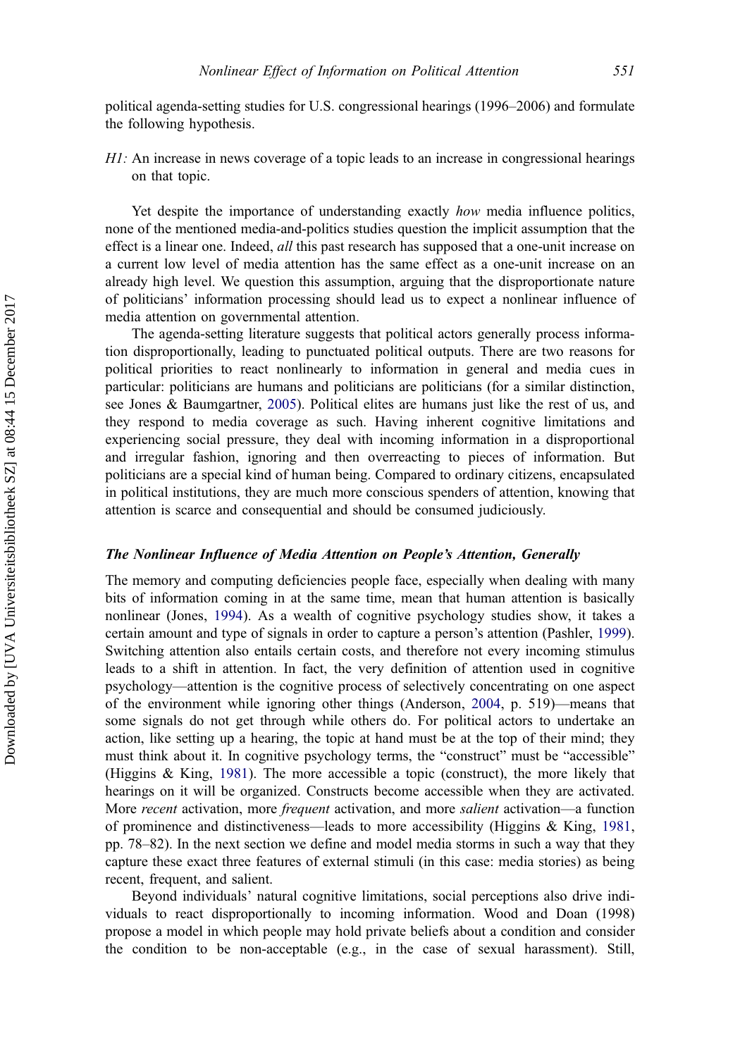political agenda-setting studies for U.S. congressional hearings (1996–2006) and formulate the following hypothesis.

*H1:* An increase in news coverage of a topic leads to an increase in congressional hearings on that topic.

Yet despite the importance of understanding exactly *how* media influence politics, none of the mentioned media-and-politics studies question the implicit assumption that the effect is a linear one. Indeed, *all* this past research has supposed that a one-unit increase on a current low level of media attention has the same effect as a one-unit increase on an already high level. We question this assumption, arguing that the disproportionate nature of politicians' information processing should lead us to expect a nonlinear influence of media attention on governmental attention.

The agenda-setting literature suggests that political actors generally process information disproportionally, leading to punctuated political outputs. There are two reasons for political priorities to react nonlinearly to information in general and media cues in particular: politicians are humans and politicians are politicians (for a similar distinction, see Jones & Baumgartner, 2005). Political elites are humans just like the rest of us, and they respond to media coverage as such. Having inherent cognitive limitations and experiencing social pressure, they deal with incoming information in a disproportional and irregular fashion, ignoring and then overreacting to pieces of information. But politicians are a special kind of human being. Compared to ordinary citizens, encapsulated in political institutions, they are much more conscious spenders of attention, knowing that attention is scarce and consequential and should be consumed judiciously.

### *The Nonlinear Influence of Media Attention on People's Attention, Generally*

The memory and computing deficiencies people face, especially when dealing with many bits of information coming in at the same time, mean that human attention is basically nonlinear (Jones, 1994). As a wealth of cognitive psychology studies show, it takes a certain amount and type of signals in order to capture a person's attention (Pashler, 1999). Switching attention also entails certain costs, and therefore not every incoming stimulus leads to a shift in attention. In fact, the very definition of attention used in cognitive psychology—attention is the cognitive process of selectively concentrating on one aspect of the environment while ignoring other things (Anderson, 2004, p. 519)—means that some signals do not get through while others do. For political actors to undertake an action, like setting up a hearing, the topic at hand must be at the top of their mind; they must think about it. In cognitive psychology terms, the "construct" must be "accessible" (Higgins & King, 1981). The more accessible a topic (construct), the more likely that hearings on it will be organized. Constructs become accessible when they are activated. More *recent* activation, more *frequent* activation, and more *salient* activation—a function of prominence and distinctiveness—leads to more accessibility (Higgins & King, 1981, pp. 78–82). In the next section we define and model media storms in such a way that they capture these exact three features of external stimuli (in this case: media stories) as being recent, frequent, and salient.

Beyond individuals' natural cognitive limitations, social perceptions also drive individuals to react disproportionally to incoming information. Wood and Doan (1998) propose a model in which people may hold private beliefs about a condition and consider the condition to be non-acceptable (e.g., in the case of sexual harassment). Still,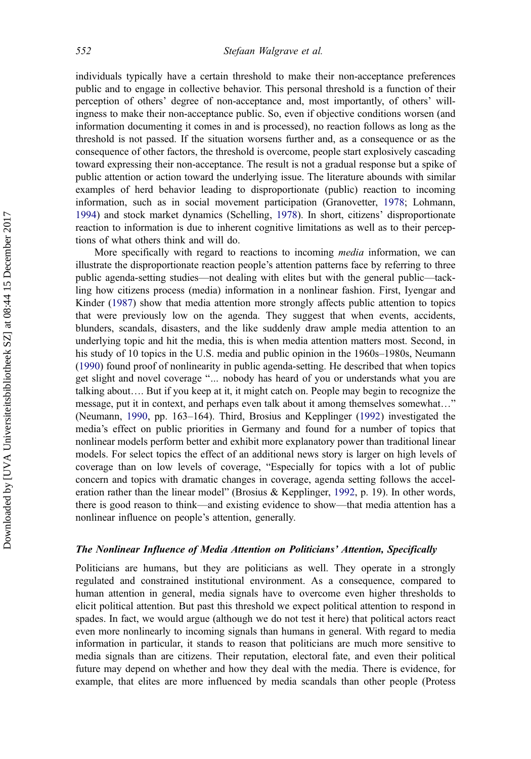individuals typically have a certain threshold to make their non-acceptance preferences public and to engage in collective behavior. This personal threshold is a function of their perception of others' degree of non-acceptance and, most importantly, of others' willingness to make their non-acceptance public. So, even if objective conditions worsen (and information documenting it comes in and is processed), no reaction follows as long as the threshold is not passed. If the situation worsens further and, as a consequence or as the consequence of other factors, the threshold is overcome, people start explosively cascading toward expressing their non-acceptance. The result is not a gradual response but a spike of public attention or action toward the underlying issue. The literature abounds with similar examples of herd behavior leading to disproportionate (public) reaction to incoming information, such as in social movement participation (Granovetter, 1978; Lohmann, 1994) and stock market dynamics (Schelling, 1978). In short, citizens' disproportionate reaction to information is due to inherent cognitive limitations as well as to their perceptions of what others think and will do.

More specifically with regard to reactions to incoming *media* information, we can illustrate the disproportionate reaction people's attention patterns face by referring to three public agenda-setting studies—not dealing with elites but with the general public—tackling how citizens process (media) information in a nonlinear fashion. First, Iyengar and Kinder (1987) show that media attention more strongly affects public attention to topics that were previously low on the agenda. They suggest that when events, accidents, blunders, scandals, disasters, and the like suddenly draw ample media attention to an underlying topic and hit the media, this is when media attention matters most. Second, in his study of 10 topics in the U.S. media and public opinion in the 1960s–1980s, Neumann (1990) found proof of nonlinearity in public agenda-setting. He described that when topics get slight and novel coverage "... nobody has heard of you or understands what you are talking about…. But if you keep at it, it might catch on. People may begin to recognize the message, put it in context, and perhaps even talk about it among themselves somewhat…" (Neumann, 1990, pp. 163–164). Third, Brosius and Kepplinger (1992) investigated the media's effect on public priorities in Germany and found for a number of topics that nonlinear models perform better and exhibit more explanatory power than traditional linear models. For select topics the effect of an additional news story is larger on high levels of coverage than on low levels of coverage, "Especially for topics with a lot of public concern and topics with dramatic changes in coverage, agenda setting follows the acceleration rather than the linear model" (Brosius & Kepplinger, 1992, p. 19). In other words, there is good reason to think—and existing evidence to show—that media attention has a nonlinear influence on people's attention, generally.

### *The Nonlinear Influence of Media Attention on Politicians' Attention, Specifically*

Politicians are humans, but they are politicians as well. They operate in a strongly regulated and constrained institutional environment. As a consequence, compared to human attention in general, media signals have to overcome even higher thresholds to elicit political attention. But past this threshold we expect political attention to respond in spades. In fact, we would argue (although we do not test it here) that political actors react even more nonlinearly to incoming signals than humans in general. With regard to media information in particular, it stands to reason that politicians are much more sensitive to media signals than are citizens. Their reputation, electoral fate, and even their political future may depend on whether and how they deal with the media. There is evidence, for example, that elites are more influenced by media scandals than other people (Protess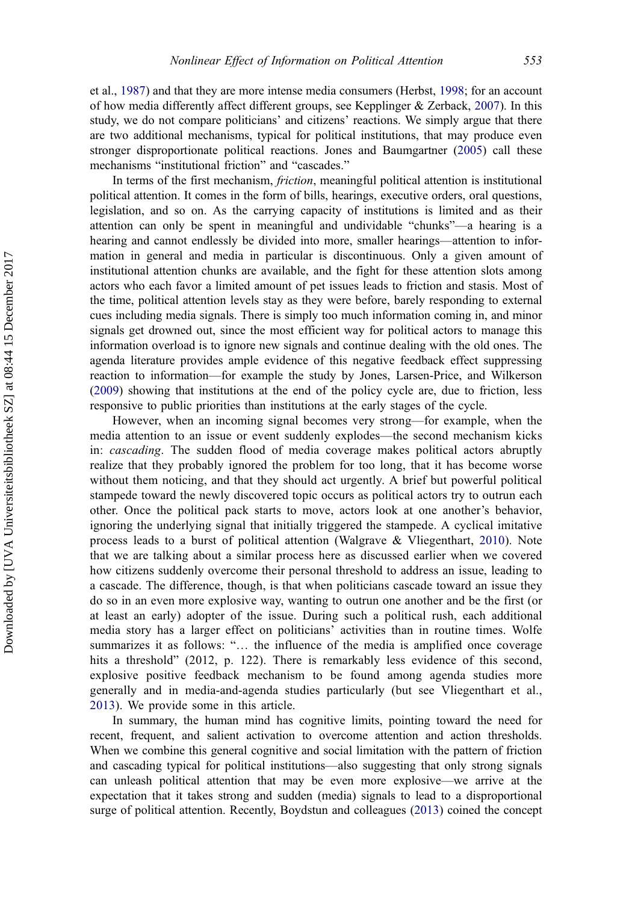et al., 1987) and that they are more intense media consumers (Herbst, 1998; for an account of how media differently affect different groups, see Kepplinger & Zerback, 2007). In this study, we do not compare politicians' and citizens' reactions. We simply argue that there are two additional mechanisms, typical for political institutions, that may produce even stronger disproportionate political reactions. Jones and Baumgartner (2005) call these mechanisms "institutional friction" and "cascades."

In terms of the first mechanism, *friction*, meaningful political attention is institutional political attention. It comes in the form of bills, hearings, executive orders, oral questions, legislation, and so on. As the carrying capacity of institutions is limited and as their attention can only be spent in meaningful and undividable "chunks"—a hearing is a hearing and cannot endlessly be divided into more, smaller hearings—attention to information in general and media in particular is discontinuous. Only a given amount of institutional attention chunks are available, and the fight for these attention slots among actors who each favor a limited amount of pet issues leads to friction and stasis. Most of the time, political attention levels stay as they were before, barely responding to external cues including media signals. There is simply too much information coming in, and minor signals get drowned out, since the most efficient way for political actors to manage this information overload is to ignore new signals and continue dealing with the old ones. The agenda literature provides ample evidence of this negative feedback effect suppressing reaction to information—for example the study by Jones, Larsen-Price, and Wilkerson (2009) showing that institutions at the end of the policy cycle are, due to friction, less responsive to public priorities than institutions at the early stages of the cycle.

However, when an incoming signal becomes very strong—for example, when the media attention to an issue or event suddenly explodes—the second mechanism kicks in: *cascading*. The sudden flood of media coverage makes political actors abruptly realize that they probably ignored the problem for too long, that it has become worse without them noticing, and that they should act urgently. A brief but powerful political stampede toward the newly discovered topic occurs as political actors try to outrun each other. Once the political pack starts to move, actors look at one another's behavior, ignoring the underlying signal that initially triggered the stampede. A cyclical imitative process leads to a burst of political attention (Walgrave & Vliegenthart, 2010). Note that we are talking about a similar process here as discussed earlier when we covered how citizens suddenly overcome their personal threshold to address an issue, leading to a cascade. The difference, though, is that when politicians cascade toward an issue they do so in an even more explosive way, wanting to outrun one another and be the first (or at least an early) adopter of the issue. During such a political rush, each additional media story has a larger effect on politicians' activities than in routine times. Wolfe summarizes it as follows: "… the influence of the media is amplified once coverage hits a threshold" (2012, p. 122). There is remarkably less evidence of this second, explosive positive feedback mechanism to be found among agenda studies more generally and in media-and-agenda studies particularly (but see Vliegenthart et al., 2013). We provide some in this article.

In summary, the human mind has cognitive limits, pointing toward the need for recent, frequent, and salient activation to overcome attention and action thresholds. When we combine this general cognitive and social limitation with the pattern of friction and cascading typical for political institutions—also suggesting that only strong signals can unleash political attention that may be even more explosive—we arrive at the expectation that it takes strong and sudden (media) signals to lead to a disproportional surge of political attention. Recently, Boydstun and colleagues (2013) coined the concept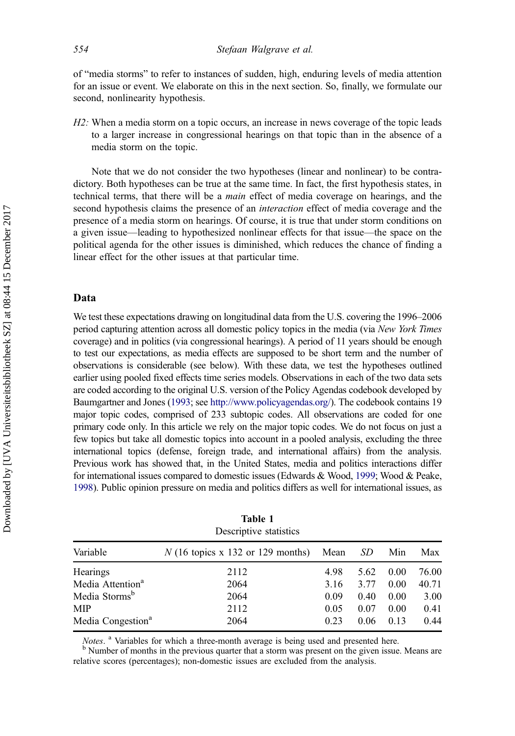of "media storms" to refer to instances of sudden, high, enduring levels of media attention for an issue or event. We elaborate on this in the next section. So, finally, we formulate our second, nonlinearity hypothesis.

*H2:* When a media storm on a topic occurs, an increase in news coverage of the topic leads to a larger increase in congressional hearings on that topic than in the absence of a media storm on the topic.

Note that we do not consider the two hypotheses (linear and nonlinear) to be contradictory. Both hypotheses can be true at the same time. In fact, the first hypothesis states, in technical terms, that there will be a *main* effect of media coverage on hearings, and the second hypothesis claims the presence of an *interaction* effect of media coverage and the presence of a media storm on hearings. Of course, it is true that under storm conditions on a given issue—leading to hypothesized nonlinear effects for that issue—the space on the political agenda for the other issues is diminished, which reduces the chance of finding a linear effect for the other issues at that particular time.

## Data

We test these expectations drawing on longitudinal data from the U.S. covering the 1996–2006 period capturing attention across all domestic policy topics in the media (via *New York Times* coverage) and in politics (via congressional hearings). A period of 11 years should be enough to test our expectations, as media effects are supposed to be short term and the number of observations is considerable (see below). With these data, we test the hypotheses outlined earlier using pooled fixed effects time series models. Observations in each of the two data sets are coded according to the original U.S. version of the Policy Agendas codebook developed by Baumgartner and Jones (1993; see http://www.policyagendas.org/). The codebook contains 19 major topic codes, comprised of 233 subtopic codes. All observations are coded for one primary code only. In this article we rely on the major topic codes. We do not focus on just a few topics but take all domestic topics into account in a pooled analysis, excluding the three international topics (defense, foreign trade, and international affairs) from the analysis. Previous work has showed that, in the United States, media and politics interactions differ for international issues compared to domestic issues (Edwards & Wood, 1999; Wood & Peake, 1998). Public opinion pressure on media and politics differs as well for international issues, as

**Table 1**
Descriptive statistics

| Variable | N (16 topics x 132 or 129 months) | Mean | SD | Min | Max |
|---|---|---|---|---|---|
| Hearings | 2112 | 4.98 | 5.62 | 0.00 | 76.00 |
| Media Attention[a] | 2064 | 3.16 | 3.77 | 0.00 | 40.71 |
| Media Storms[b] | 2064 | 0.09 | 0.40 | 0.00 | 3.00 |
| MIP | 2112 | 0.05 | 0.07 | 0.00 | 0.41 |
| Media Congestion[a] | 2064 | 0.23 | 0.06 | 0.13 | 0.44 |

*Notes*. [a] Variables for which a three-month average is being used and presented here.
[b] Number of months in the previous quarter that a storm was present on the given issue. Means are relative scores (percentages); non-domestic issues are excluded from the analysis.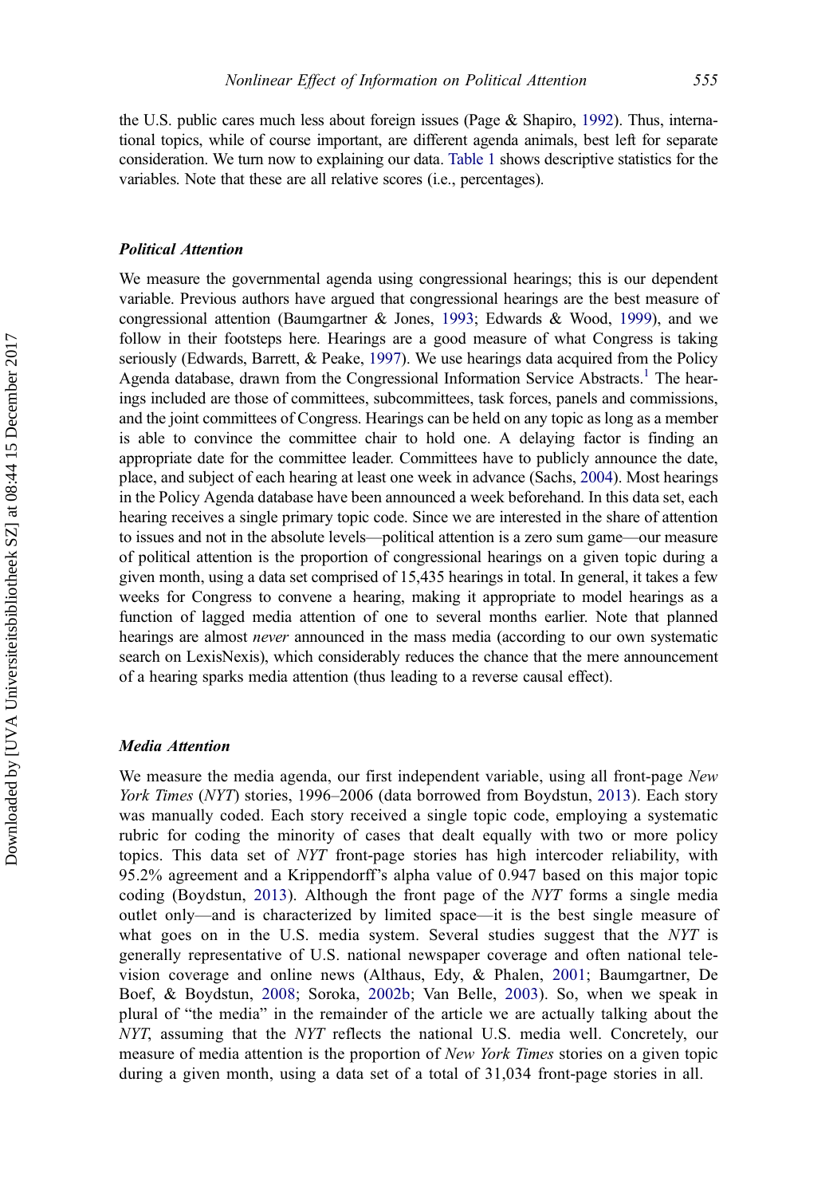the U.S. public cares much less about foreign issues (Page & Shapiro, 1992). Thus, international topics, while of course important, are different agenda animals, best left for separate consideration. We turn now to explaining our data. Table 1 shows descriptive statistics for the variables. Note that these are all relative scores (i.e., percentages).

### *Political Attention*

We measure the governmental agenda using congressional hearings; this is our dependent variable. Previous authors have argued that congressional hearings are the best measure of congressional attention (Baumgartner & Jones, 1993; Edwards & Wood, 1999), and we follow in their footsteps here. Hearings are a good measure of what Congress is taking seriously (Edwards, Barrett, & Peake, 1997). We use hearings data acquired from the Policy Agenda database, drawn from the Congressional Information Service Abstracts.[1] The hearings included are those of committees, subcommittees, task forces, panels and commissions, and the joint committees of Congress. Hearings can be held on any topic as long as a member is able to convince the committee chair to hold one. A delaying factor is finding an appropriate date for the committee leader. Committees have to publicly announce the date, place, and subject of each hearing at least one week in advance (Sachs, 2004). Most hearings in the Policy Agenda database have been announced a week beforehand. In this data set, each hearing receives a single primary topic code. Since we are interested in the share of attention to issues and not in the absolute levels—political attention is a zero sum game—our measure of political attention is the proportion of congressional hearings on a given topic during a given month, using a data set comprised of 15,435 hearings in total. In general, it takes a few weeks for Congress to convene a hearing, making it appropriate to model hearings as a function of lagged media attention of one to several months earlier. Note that planned hearings are almost *never* announced in the mass media (according to our own systematic search on LexisNexis), which considerably reduces the chance that the mere announcement of a hearing sparks media attention (thus leading to a reverse causal effect).

### *Media Attention*

We measure the media agenda, our first independent variable, using all front-page *New York Times* (*NYT*) stories, 1996–2006 (data borrowed from Boydstun, 2013). Each story was manually coded. Each story received a single topic code, employing a systematic rubric for coding the minority of cases that dealt equally with two or more policy topics. This data set of *NYT* front-page stories has high intercoder reliability, with 95.2% agreement and a Krippendorff's alpha value of 0.947 based on this major topic coding (Boydstun, 2013). Although the front page of the *NYT* forms a single media outlet only—and is characterized by limited space—it is the best single measure of what goes on in the U.S. media system. Several studies suggest that the *NYT* is generally representative of U.S. national newspaper coverage and often national television coverage and online news (Althaus, Edy, & Phalen, 2001; Baumgartner, De Boef, & Boydstun, 2008; Soroka, 2002b; Van Belle, 2003). So, when we speak in plural of "the media" in the remainder of the article we are actually talking about the *NYT*, assuming that the *NYT* reflects the national U.S. media well. Concretely, our measure of media attention is the proportion of *New York Times* stories on a given topic during a given month, using a data set of a total of 31,034 front-page stories in all.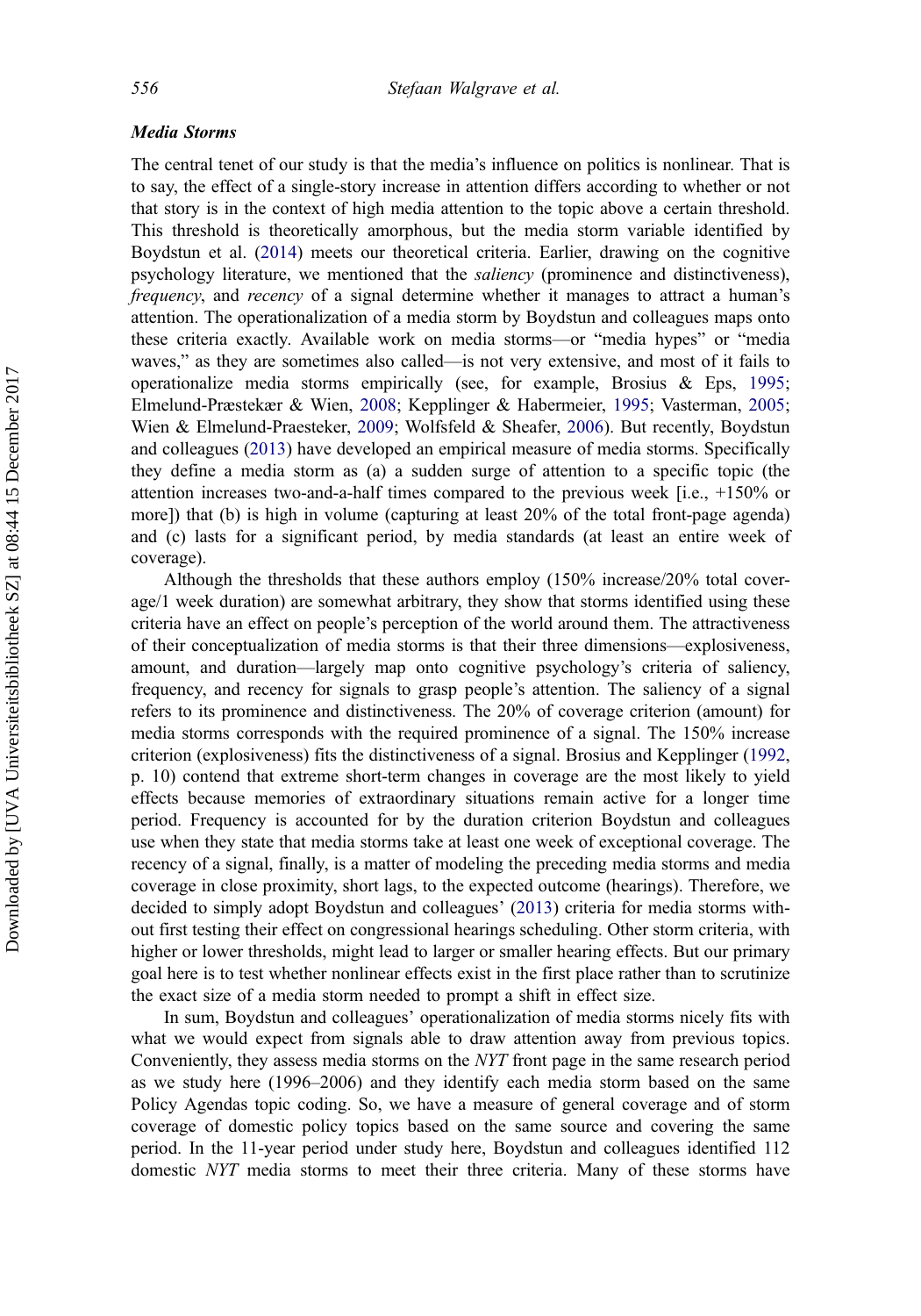### *Media Storms*

The central tenet of our study is that the media's influence on politics is nonlinear. That is to say, the effect of a single-story increase in attention differs according to whether or not that story is in the context of high media attention to the topic above a certain threshold. This threshold is theoretically amorphous, but the media storm variable identified by Boydstun et al. (2014) meets our theoretical criteria. Earlier, drawing on the cognitive psychology literature, we mentioned that the *saliency* (prominence and distinctiveness), *frequency*, and *recency* of a signal determine whether it manages to attract a human's attention. The operationalization of a media storm by Boydstun and colleagues maps onto these criteria exactly. Available work on media storms—or "media hypes" or "media waves," as they are sometimes also called—is not very extensive, and most of it fails to operationalize media storms empirically (see, for example, Brosius & Eps, 1995; Elmelund-Præstekær & Wien, 2008; Kepplinger & Habermeier, 1995; Vasterman, 2005; Wien & Elmelund-Praesteker, 2009; Wolfsfeld & Sheafer, 2006). But recently, Boydstun and colleagues (2013) have developed an empirical measure of media storms. Specifically they define a media storm as (a) a sudden surge of attention to a specific topic (the attention increases two-and-a-half times compared to the previous week [i.e., +150% or more]) that (b) is high in volume (capturing at least 20% of the total front-page agenda) and (c) lasts for a significant period, by media standards (at least an entire week of coverage).

Although the thresholds that these authors employ (150% increase/20% total coverage/1 week duration) are somewhat arbitrary, they show that storms identified using these criteria have an effect on people's perception of the world around them. The attractiveness of their conceptualization of media storms is that their three dimensions—explosiveness, amount, and duration—largely map onto cognitive psychology's criteria of saliency, frequency, and recency for signals to grasp people's attention. The saliency of a signal refers to its prominence and distinctiveness. The 20% of coverage criterion (amount) for media storms corresponds with the required prominence of a signal. The 150% increase criterion (explosiveness) fits the distinctiveness of a signal. Brosius and Kepplinger (1992, p. 10) contend that extreme short-term changes in coverage are the most likely to yield effects because memories of extraordinary situations remain active for a longer time period. Frequency is accounted for by the duration criterion Boydstun and colleagues use when they state that media storms take at least one week of exceptional coverage. The recency of a signal, finally, is a matter of modeling the preceding media storms and media coverage in close proximity, short lags, to the expected outcome (hearings). Therefore, we decided to simply adopt Boydstun and colleagues' (2013) criteria for media storms without first testing their effect on congressional hearings scheduling. Other storm criteria, with higher or lower thresholds, might lead to larger or smaller hearing effects. But our primary goal here is to test whether nonlinear effects exist in the first place rather than to scrutinize the exact size of a media storm needed to prompt a shift in effect size.

In sum, Boydstun and colleagues' operationalization of media storms nicely fits with what we would expect from signals able to draw attention away from previous topics. Conveniently, they assess media storms on the *NYT* front page in the same research period as we study here (1996–2006) and they identify each media storm based on the same Policy Agendas topic coding. So, we have a measure of general coverage and of storm coverage of domestic policy topics based on the same source and covering the same period. In the 11-year period under study here, Boydstun and colleagues identified 112 domestic *NYT* media storms to meet their three criteria. Many of these storms have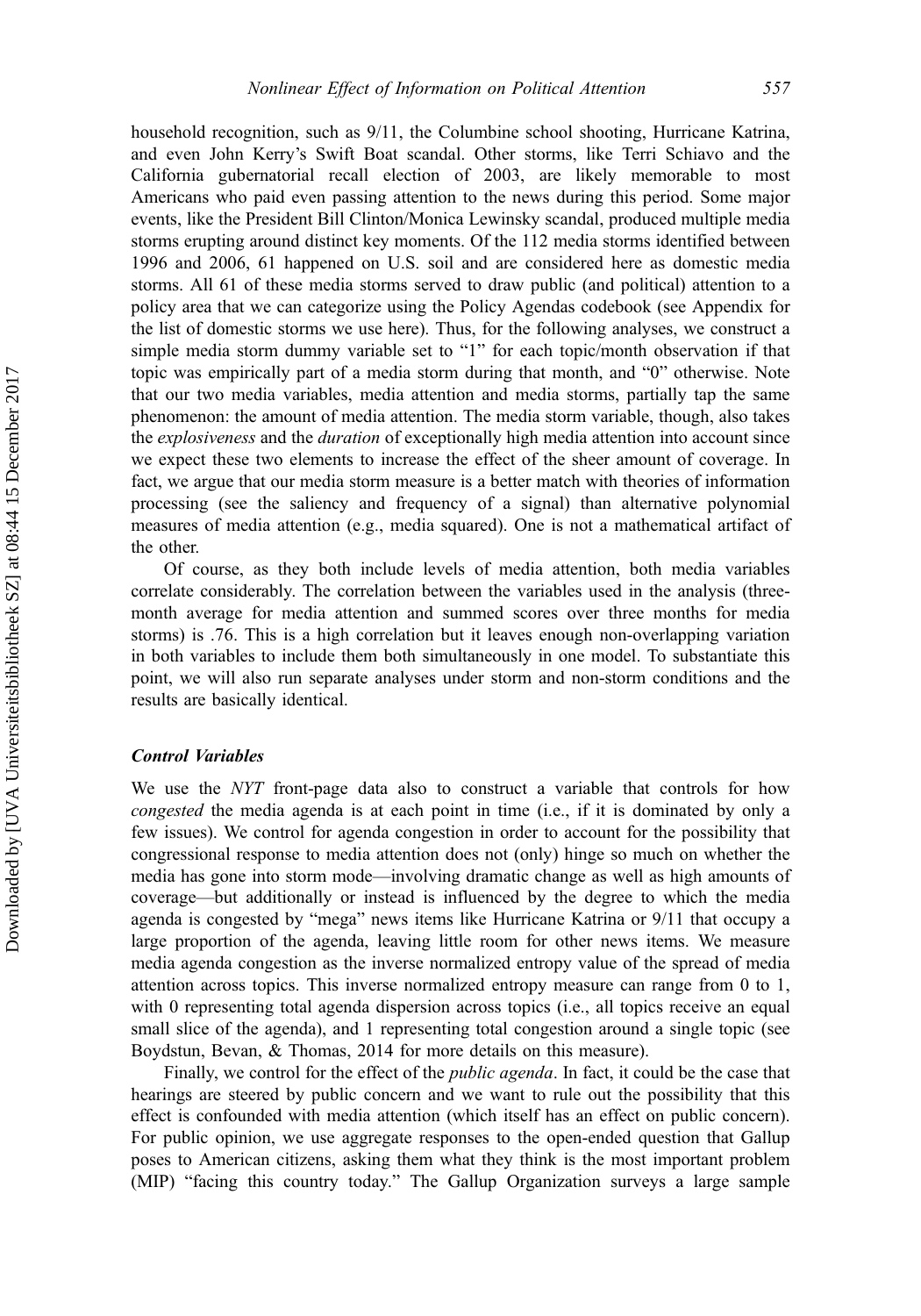household recognition, such as 9/11, the Columbine school shooting, Hurricane Katrina, and even John Kerry's Swift Boat scandal. Other storms, like Terri Schiavo and the California gubernatorial recall election of 2003, are likely memorable to most Americans who paid even passing attention to the news during this period. Some major events, like the President Bill Clinton/Monica Lewinsky scandal, produced multiple media storms erupting around distinct key moments. Of the 112 media storms identified between 1996 and 2006, 61 happened on U.S. soil and are considered here as domestic media storms. All 61 of these media storms served to draw public (and political) attention to a policy area that we can categorize using the Policy Agendas codebook (see Appendix for the list of domestic storms we use here). Thus, for the following analyses, we construct a simple media storm dummy variable set to "1" for each topic/month observation if that topic was empirically part of a media storm during that month, and "0" otherwise. Note that our two media variables, media attention and media storms, partially tap the same phenomenon: the amount of media attention. The media storm variable, though, also takes the *explosiveness* and the *duration* of exceptionally high media attention into account since we expect these two elements to increase the effect of the sheer amount of coverage. In fact, we argue that our media storm measure is a better match with theories of information processing (see the saliency and frequency of a signal) than alternative polynomial measures of media attention (e.g., media squared). One is not a mathematical artifact of the other.

Of course, as they both include levels of media attention, both media variables correlate considerably. The correlation between the variables used in the analysis (three-month average for media attention and summed scores over three months for media storms) is .76. This is a high correlation but it leaves enough non-overlapping variation in both variables to include them both simultaneously in one model. To substantiate this point, we will also run separate analyses under storm and non-storm conditions and the results are basically identical.

### Control Variables

We use the *NYT* front-page data also to construct a variable that controls for how *congested* the media agenda is at each point in time (i.e., if it is dominated by only a few issues). We control for agenda congestion in order to account for the possibility that congressional response to media attention does not (only) hinge so much on whether the media has gone into storm mode—involving dramatic change as well as high amounts of coverage—but additionally or instead is influenced by the degree to which the media agenda is congested by "mega" news items like Hurricane Katrina or 9/11 that occupy a large proportion of the agenda, leaving little room for other news items. We measure media agenda congestion as the inverse normalized entropy value of the spread of media attention across topics. This inverse normalized entropy measure can range from 0 to 1, with 0 representing total agenda dispersion across topics (i.e., all topics receive an equal small slice of the agenda), and 1 representing total congestion around a single topic (see Boydstun, Bevan, & Thomas, 2014 for more details on this measure).

Finally, we control for the effect of the *public agenda*. In fact, it could be the case that hearings are steered by public concern and we want to rule out the possibility that this effect is confounded with media attention (which itself has an effect on public concern). For public opinion, we use aggregate responses to the open-ended question that Gallup poses to American citizens, asking them what they think is the most important problem (MIP) "facing this country today." The Gallup Organization surveys a large sample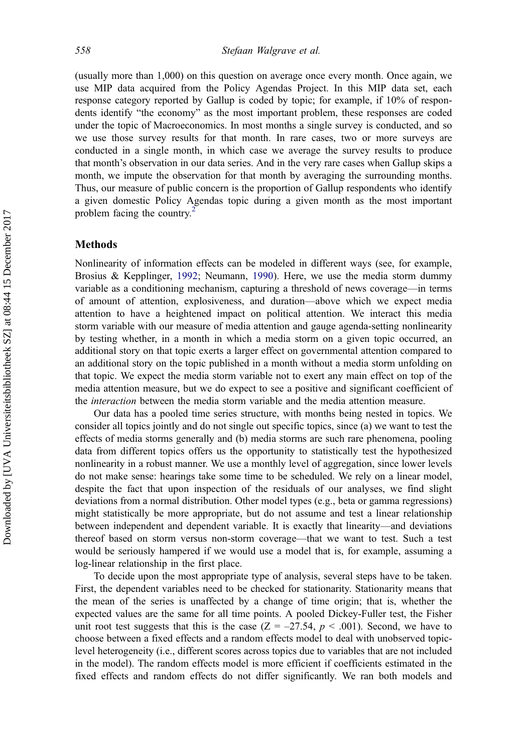(usually more than 1,000) on this question on average once every month. Once again, we use MIP data acquired from the Policy Agendas Project. In this MIP data set, each response category reported by Gallup is coded by topic; for example, if 10% of respondents identify "the economy" as the most important problem, these responses are coded under the topic of Macroeconomics. In most months a single survey is conducted, and so we use those survey results for that month. In rare cases, two or more surveys are conducted in a single month, in which case we average the survey results to produce that month's observation in our data series. And in the very rare cases when Gallup skips a month, we impute the observation for that month by averaging the surrounding months. Thus, our measure of public concern is the proportion of Gallup respondents who identify a given domestic Policy Agendas topic during a given month as the most important problem facing the country.[2]

## Methods

Nonlinearity of information effects can be modeled in different ways (see, for example, Brosius & Kepplinger, 1992; Neumann, 1990). Here, we use the media storm dummy variable as a conditioning mechanism, capturing a threshold of news coverage—in terms of amount of attention, explosiveness, and duration—above which we expect media attention to have a heightened impact on political attention. We interact this media storm variable with our measure of media attention and gauge agenda-setting nonlinearity by testing whether, in a month in which a media storm on a given topic occurred, an additional story on that topic exerts a larger effect on governmental attention compared to an additional story on the topic published in a month without a media storm unfolding on that topic. We expect the media storm variable not to exert any main effect on top of the media attention measure, but we do expect to see a positive and significant coefficient of the *interaction* between the media storm variable and the media attention measure.

Our data has a pooled time series structure, with months being nested in topics. We consider all topics jointly and do not single out specific topics, since (a) we want to test the effects of media storms generally and (b) media storms are such rare phenomena, pooling data from different topics offers us the opportunity to statistically test the hypothesized nonlinearity in a robust manner. We use a monthly level of aggregation, since lower levels do not make sense: hearings take some time to be scheduled. We rely on a linear model, despite the fact that upon inspection of the residuals of our analyses, we find slight deviations from a normal distribution. Other model types (e.g., beta or gamma regressions) might statistically be more appropriate, but do not assume and test a linear relationship between independent and dependent variable. It is exactly that linearity—and deviations thereof based on storm versus non-storm coverage—that we want to test. Such a test would be seriously hampered if we would use a model that is, for example, assuming a log-linear relationship in the first place.

To decide upon the most appropriate type of analysis, several steps have to be taken. First, the dependent variables need to be checked for stationarity. Stationarity means that the mean of the series is unaffected by a change of time origin; that is, whether the expected values are the same for all time points. A pooled Dickey-Fuller test, the Fisher unit root test suggests that this is the case ($Z = -27.54$, $p < .001$). Second, we have to choose between a fixed effects and a random effects model to deal with unobserved topic-level heterogeneity (i.e., different scores across topics due to variables that are not included in the model). The random effects model is more efficient if coefficients estimated in the fixed effects and random effects do not differ significantly. We ran both models and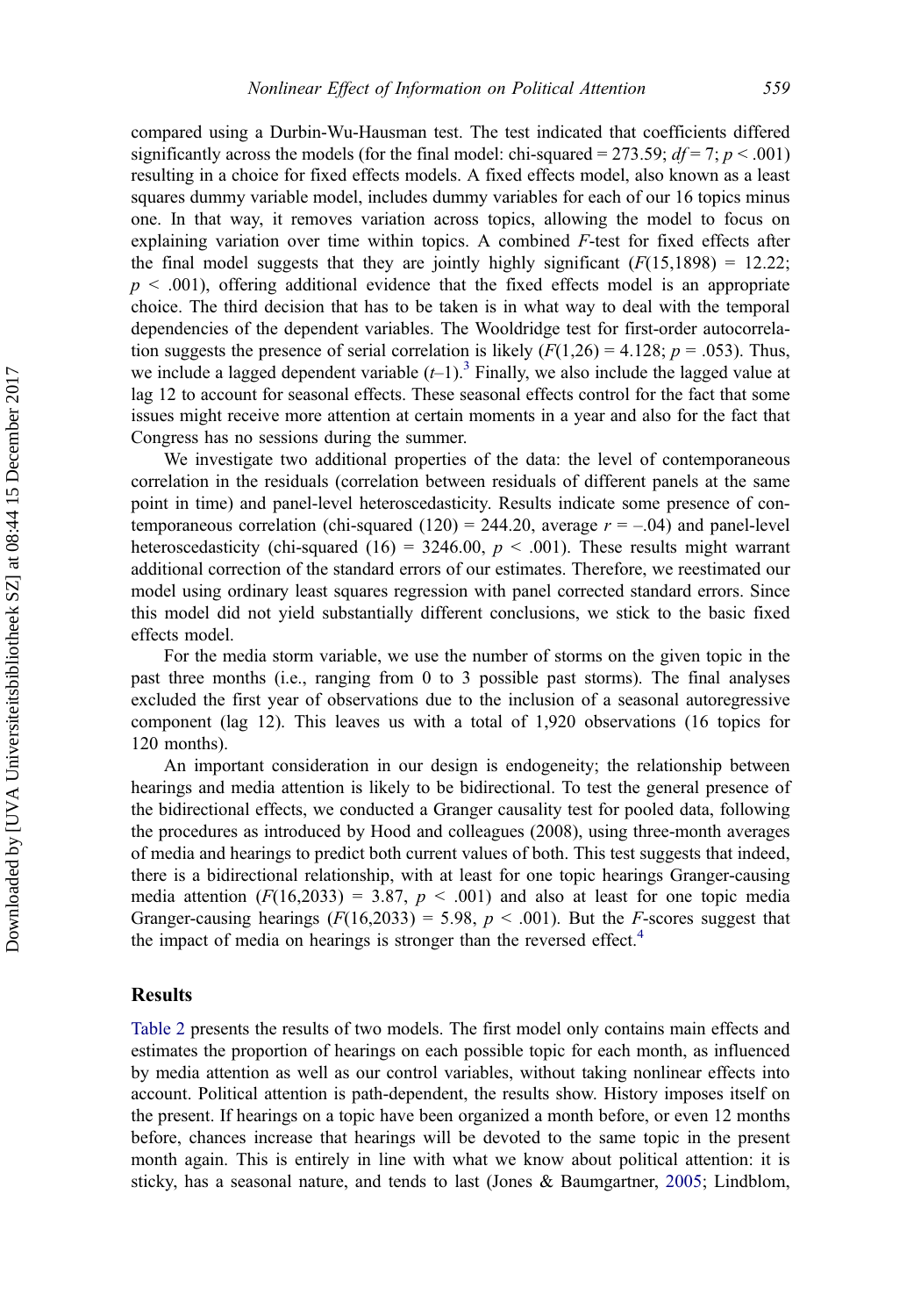compared using a Durbin-Wu-Hausman test. The test indicated that coefficients differed significantly across the models (for the final model: chi-squared = 273.59; $df = 7$; $p < .001$) resulting in a choice for fixed effects models. A fixed effects model, also known as a least squares dummy variable model, includes dummy variables for each of our 16 topics minus one. In that way, it removes variation across topics, allowing the model to focus on explaining variation over time within topics. A combined $F$-test for fixed effects after the final model suggests that they are jointly highly significant ($F(15,1898) = 12.22$; $p < .001$), offering additional evidence that the fixed effects model is an appropriate choice. The third decision that has to be taken is in what way to deal with the temporal dependencies of the dependent variables. The Wooldridge test for first-order autocorrelation suggests the presence of serial correlation is likely ($F(1,26) = 4.128$; $p = .053$). Thus, we include a lagged dependent variable ($t$–1).[3] Finally, we also include the lagged value at lag 12 to account for seasonal effects. These seasonal effects control for the fact that some issues might receive more attention at certain moments in a year and also for the fact that Congress has no sessions during the summer.

We investigate two additional properties of the data: the level of contemporaneous correlation in the residuals (correlation between residuals of different panels at the same point in time) and panel-level heteroscedasticity. Results indicate some presence of contemporaneous correlation (chi-squared (120) = 244.20, average $r = -.04$) and panel-level heteroscedasticity (chi-squared (16) = 3246.00, $p < .001$). These results might warrant additional correction of the standard errors of our estimates. Therefore, we reestimated our model using ordinary least squares regression with panel corrected standard errors. Since this model did not yield substantially different conclusions, we stick to the basic fixed effects model.

For the media storm variable, we use the number of storms on the given topic in the past three months (i.e., ranging from 0 to 3 possible past storms). The final analyses excluded the first year of observations due to the inclusion of a seasonal autoregressive component (lag 12). This leaves us with a total of 1,920 observations (16 topics for 120 months).

An important consideration in our design is endogeneity; the relationship between hearings and media attention is likely to be bidirectional. To test the general presence of the bidirectional effects, we conducted a Granger causality test for pooled data, following the procedures as introduced by Hood and colleagues (2008), using three-month averages of media and hearings to predict both current values of both. This test suggests that indeed, there is a bidirectional relationship, with at least for one topic hearings Granger-causing media attention ($F(16,2033) = 3.87$, $p < .001$) and also at least for one topic media Granger-causing hearings ($F(16,2033) = 5.98$, $p < .001$). But the $F$-scores suggest that the impact of media on hearings is stronger than the reversed effect.[4]

## Results

Table 2 presents the results of two models. The first model only contains main effects and estimates the proportion of hearings on each possible topic for each month, as influenced by media attention as well as our control variables, without taking nonlinear effects into account. Political attention is path-dependent, the results show. History imposes itself on the present. If hearings on a topic have been organized a month before, or even 12 months before, chances increase that hearings will be devoted to the same topic in the present month again. This is entirely in line with what we know about political attention: it is sticky, has a seasonal nature, and tends to last (Jones & Baumgartner, 2005; Lindblom,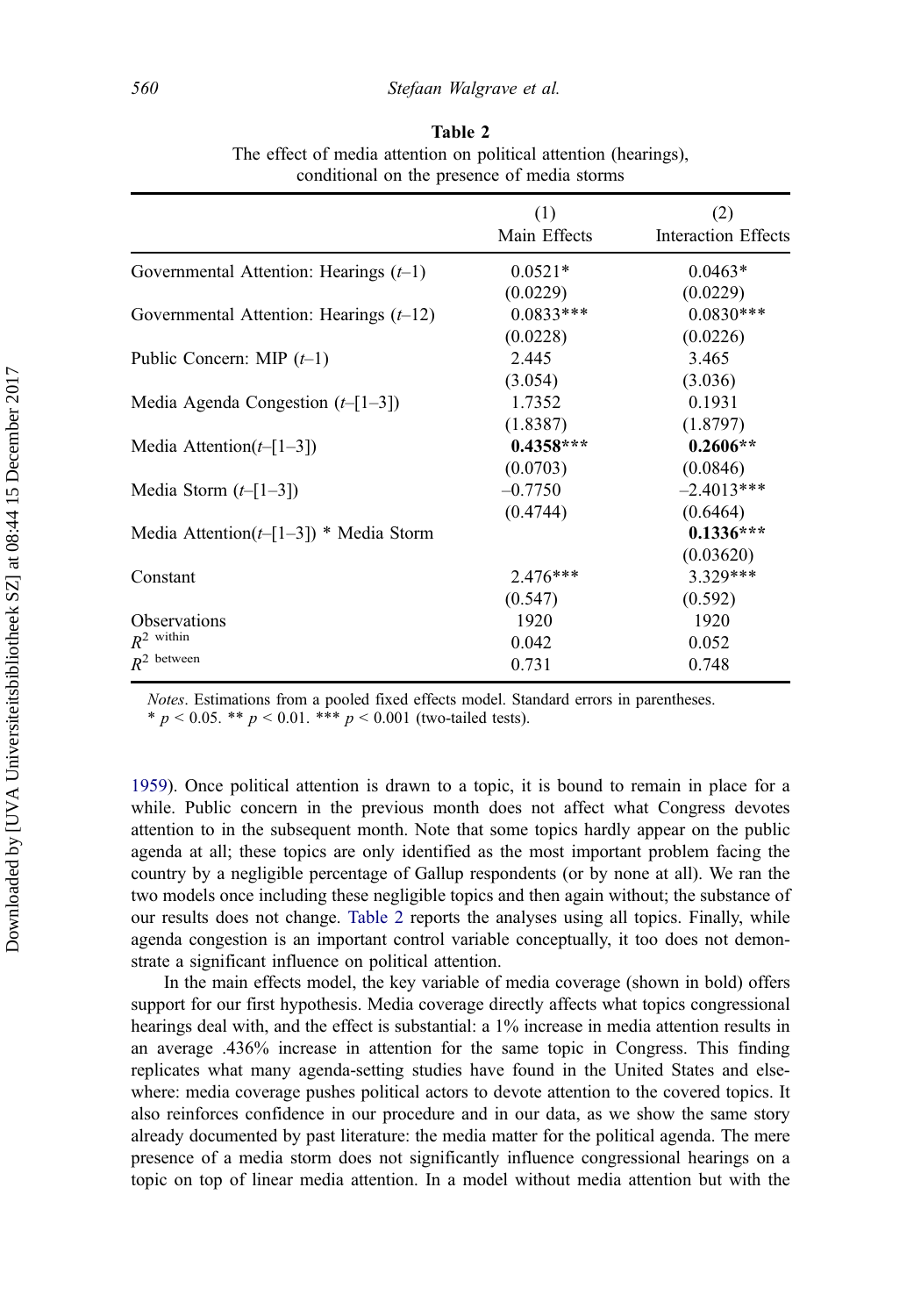**Table 2**
The effect of media attention on political attention (hearings), conditional on the presence of media storms

| | (1) Main Effects | (2) Interaction Effects |
|---|---|---|
| Governmental Attention: Hearings ($t$–1) | 0.0521* | 0.0463* |
| | (0.0229) | (0.0229) |
| Governmental Attention: Hearings ($t$–12) | 0.0833*** | 0.0830*** |
| | (0.0228) | (0.0226) |
| Public Concern: MIP ($t$–1) | 2.445 | 3.465 |
| | (3.054) | (3.036) |
| Media Agenda Congestion ($t$–[1–3]) | 1.7352 | 0.1931 |
| | (1.8387) | (1.8797) |
| Media Attention($t$–[1–3]) | **0.4358*** ** | **0.2606** ** |
| | (0.0703) | (0.0846) |
| Media Storm ($t$–[1–3]) | –0.7750 | –2.4013*** |
| | (0.4744) | (0.6464) |
| Media Attention($t$–[1–3]) * Media Storm | | **0.1336*** ** |
| | | (0.03620) |
| Constant | 2.476*** | 3.329*** |
| | (0.547) | (0.592) |
| Observations | 1920 | 1920 |
| $R^2$ within | 0.042 | 0.052 |
| $R^2$ between | 0.731 | 0.748 |

*Notes*. Estimations from a pooled fixed effects model. Standard errors in parentheses.
* $p < 0.05$. ** $p < 0.01$. *** $p < 0.001$ (two-tailed tests).

1959). Once political attention is drawn to a topic, it is bound to remain in place for a while. Public concern in the previous month does not affect what Congress devotes attention to in the subsequent month. Note that some topics hardly appear on the public agenda at all; these topics are only identified as the most important problem facing the country by a negligible percentage of Gallup respondents (or by none at all). We ran the two models once including these negligible topics and then again without; the substance of our results does not change. Table 2 reports the analyses using all topics. Finally, while agenda congestion is an important control variable conceptually, it too does not demonstrate a significant influence on political attention.

In the main effects model, the key variable of media coverage (shown in bold) offers support for our first hypothesis. Media coverage directly affects what topics congressional hearings deal with, and the effect is substantial: a 1% increase in media attention results in an average .436% increase in attention for the same topic in Congress. This finding replicates what many agenda-setting studies have found in the United States and elsewhere: media coverage pushes political actors to devote attention to the covered topics. It also reinforces confidence in our procedure and in our data, as we show the same story already documented by past literature: the media matter for the political agenda. The mere presence of a media storm does not significantly influence congressional hearings on a topic on top of linear media attention. In a model without media attention but with the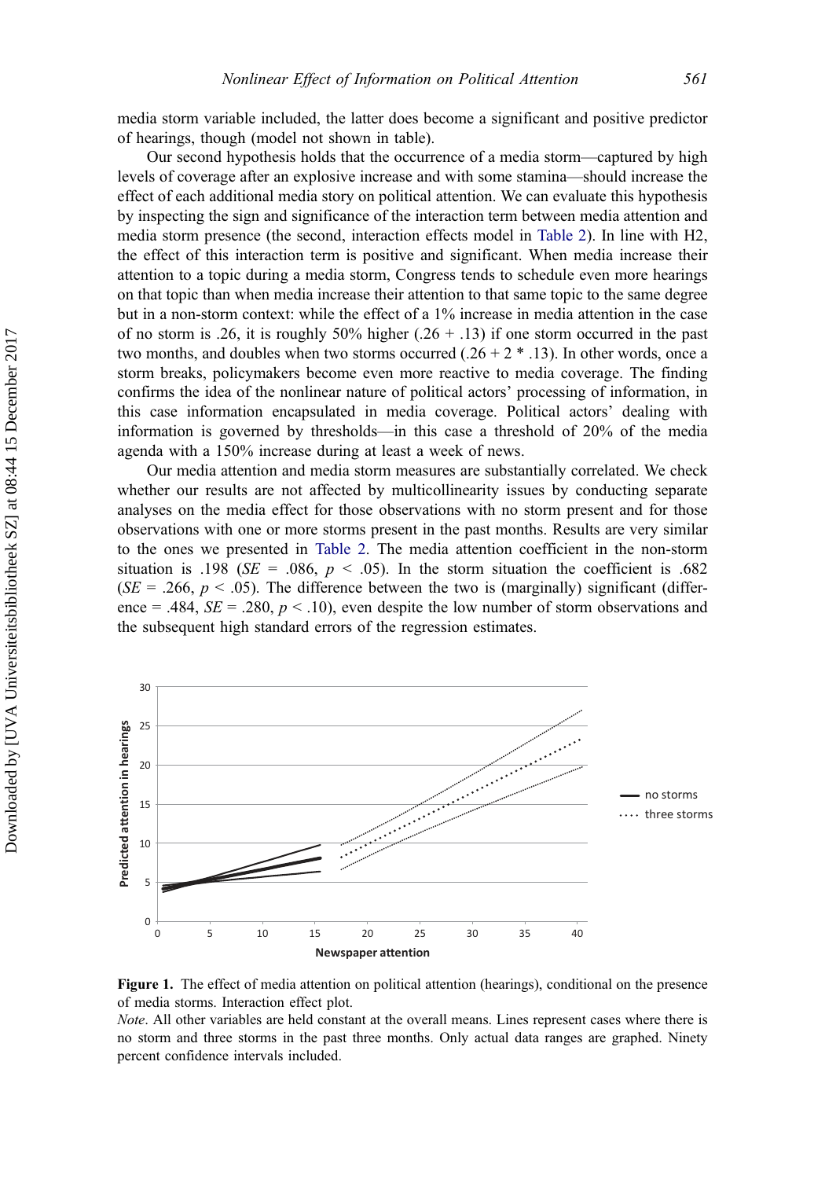media storm variable included, the latter does become a significant and positive predictor of hearings, though (model not shown in table).

Our second hypothesis holds that the occurrence of a media storm—captured by high levels of coverage after an explosive increase and with some stamina—should increase the effect of each additional media story on political attention. We can evaluate this hypothesis by inspecting the sign and significance of the interaction term between media attention and media storm presence (the second, interaction effects model in Table 2). In line with H2, the effect of this interaction term is positive and significant. When media increase their attention to a topic during a media storm, Congress tends to schedule even more hearings on that topic than when media increase their attention to that same topic to the same degree but in a non-storm context: while the effect of a 1% increase in media attention in the case of no storm is .26, it is roughly 50% higher (.26 + .13) if one storm occurred in the past two months, and doubles when two storms occurred (.26 + 2 * .13). In other words, once a storm breaks, policymakers become even more reactive to media coverage. The finding confirms the idea of the nonlinear nature of political actors' processing of information, in this case information encapsulated in media coverage. Political actors' dealing with information is governed by thresholds—in this case a threshold of 20% of the media agenda with a 150% increase during at least a week of news.

Our media attention and media storm measures are substantially correlated. We check whether our results are not affected by multicollinearity issues by conducting separate analyses on the media effect for those observations with no storm present and for those observations with one or more storms present in the past months. Results are very similar to the ones we presented in Table 2. The media attention coefficient in the non-storm situation is .198 ($SE$ = .086, $p < .05$). In the storm situation the coefficient is .682 ($SE$ = .266, $p < .05$). The difference between the two is (marginally) significant (difference = .484, $SE$ = .280, $p < .10$), even despite the low number of storm observations and the subsequent high standard errors of the regression estimates.

**Figure 1.** The effect of media attention on political attention (hearings), conditional on the presence of media storms. Interaction effect plot.

*Note*. All other variables are held constant at the overall means. Lines represent cases where there is no storm and three storms in the past three months. Only actual data ranges are graphed. Ninety percent confidence intervals included.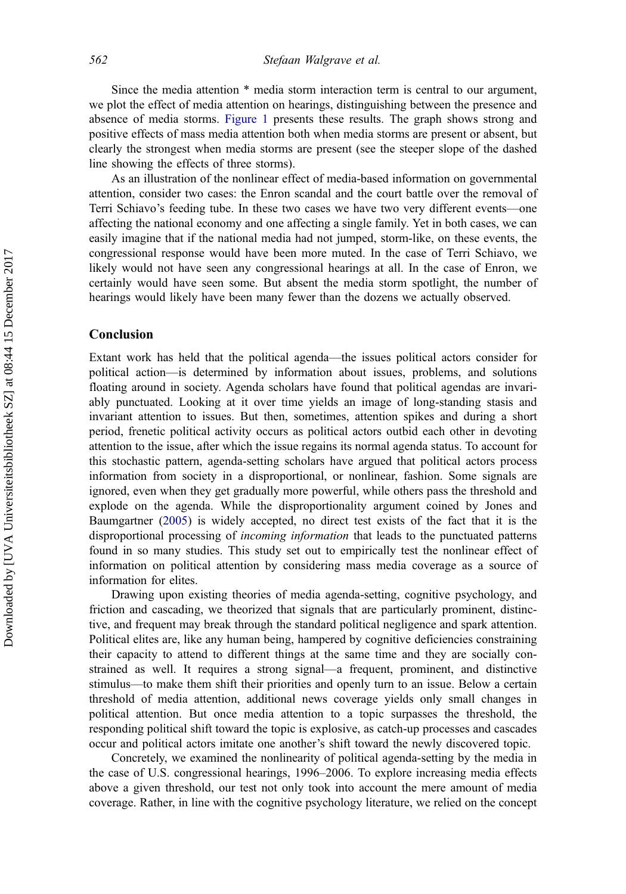Since the media attention * media storm interaction term is central to our argument, we plot the effect of media attention on hearings, distinguishing between the presence and absence of media storms. Figure 1 presents these results. The graph shows strong and positive effects of mass media attention both when media storms are present or absent, but clearly the strongest when media storms are present (see the steeper slope of the dashed line showing the effects of three storms).

As an illustration of the nonlinear effect of media-based information on governmental attention, consider two cases: the Enron scandal and the court battle over the removal of Terri Schiavo's feeding tube. In these two cases we have two very different events—one affecting the national economy and one affecting a single family. Yet in both cases, we can easily imagine that if the national media had not jumped, storm-like, on these events, the congressional response would have been more muted. In the case of Terri Schiavo, we likely would not have seen any congressional hearings at all. In the case of Enron, we certainly would have seen some. But absent the media storm spotlight, the number of hearings would likely have been many fewer than the dozens we actually observed.

## Conclusion

Extant work has held that the political agenda—the issues political actors consider for political action—is determined by information about issues, problems, and solutions floating around in society. Agenda scholars have found that political agendas are invariably punctuated. Looking at it over time yields an image of long-standing stasis and invariant attention to issues. But then, sometimes, attention spikes and during a short period, frenetic political activity occurs as political actors outbid each other in devoting attention to the issue, after which the issue regains its normal agenda status. To account for this stochastic pattern, agenda-setting scholars have argued that political actors process information from society in a disproportional, or nonlinear, fashion. Some signals are ignored, even when they get gradually more powerful, while others pass the threshold and explode on the agenda. While the disproportionality argument coined by Jones and Baumgartner (2005) is widely accepted, no direct test exists of the fact that it is the disproportional processing of *incoming information* that leads to the punctuated patterns found in so many studies. This study set out to empirically test the nonlinear effect of information on political attention by considering mass media coverage as a source of information for elites.

Drawing upon existing theories of media agenda-setting, cognitive psychology, and friction and cascading, we theorized that signals that are particularly prominent, distinctive, and frequent may break through the standard political negligence and spark attention. Political elites are, like any human being, hampered by cognitive deficiencies constraining their capacity to attend to different things at the same time and they are socially constrained as well. It requires a strong signal—a frequent, prominent, and distinctive stimulus—to make them shift their priorities and openly turn to an issue. Below a certain threshold of media attention, additional news coverage yields only small changes in political attention. But once media attention to a topic surpasses the threshold, the responding political shift toward the topic is explosive, as catch-up processes and cascades occur and political actors imitate one another's shift toward the newly discovered topic.

Concretely, we examined the nonlinearity of political agenda-setting by the media in the case of U.S. congressional hearings, 1996–2006. To explore increasing media effects above a given threshold, our test not only took into account the mere amount of media coverage. Rather, in line with the cognitive psychology literature, we relied on the concept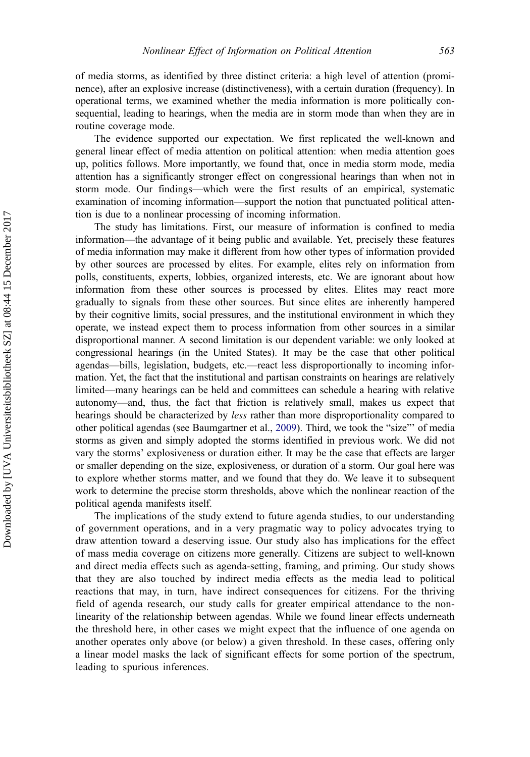of media storms, as identified by three distinct criteria: a high level of attention (prominence), after an explosive increase (distinctiveness), with a certain duration (frequency). In operational terms, we examined whether the media information is more politically consequential, leading to hearings, when the media are in storm mode than when they are in routine coverage mode.

The evidence supported our expectation. We first replicated the well-known and general linear effect of media attention on political attention: when media attention goes up, politics follows. More importantly, we found that, once in media storm mode, media attention has a significantly stronger effect on congressional hearings than when not in storm mode. Our findings—which were the first results of an empirical, systematic examination of incoming information—support the notion that punctuated political attention is due to a nonlinear processing of incoming information.

The study has limitations. First, our measure of information is confined to media information—the advantage of it being public and available. Yet, precisely these features of media information may make it different from how other types of information provided by other sources are processed by elites. For example, elites rely on information from polls, constituents, experts, lobbies, organized interests, etc. We are ignorant about how information from these other sources is processed by elites. Elites may react more gradually to signals from these other sources. But since elites are inherently hampered by their cognitive limits, social pressures, and the institutional environment in which they operate, we instead expect them to process information from other sources in a similar disproportional manner. A second limitation is our dependent variable: we only looked at congressional hearings (in the United States). It may be the case that other political agendas—bills, legislation, budgets, etc.—react less disproportionally to incoming information. Yet, the fact that the institutional and partisan constraints on hearings are relatively limited—many hearings can be held and committees can schedule a hearing with relative autonomy—and, thus, the fact that friction is relatively small, makes us expect that hearings should be characterized by *less* rather than more disproportionality compared to other political agendas (see Baumgartner et al., 2009). Third, we took the "size"' of media storms as given and simply adopted the storms identified in previous work. We did not vary the storms' explosiveness or duration either. It may be the case that effects are larger or smaller depending on the size, explosiveness, or duration of a storm. Our goal here was to explore whether storms matter, and we found that they do. We leave it to subsequent work to determine the precise storm thresholds, above which the nonlinear reaction of the political agenda manifests itself.

The implications of the study extend to future agenda studies, to our understanding of government operations, and in a very pragmatic way to policy advocates trying to draw attention toward a deserving issue. Our study also has implications for the effect of mass media coverage on citizens more generally. Citizens are subject to well-known and direct media effects such as agenda-setting, framing, and priming. Our study shows that they are also touched by indirect media effects as the media lead to political reactions that may, in turn, have indirect consequences for citizens. For the thriving field of agenda research, our study calls for greater empirical attendance to the nonlinearity of the relationship between agendas. While we found linear effects underneath the threshold here, in other cases we might expect that the influence of one agenda on another operates only above (or below) a given threshold. In these cases, offering only a linear model masks the lack of significant effects for some portion of the spectrum, leading to spurious inferences.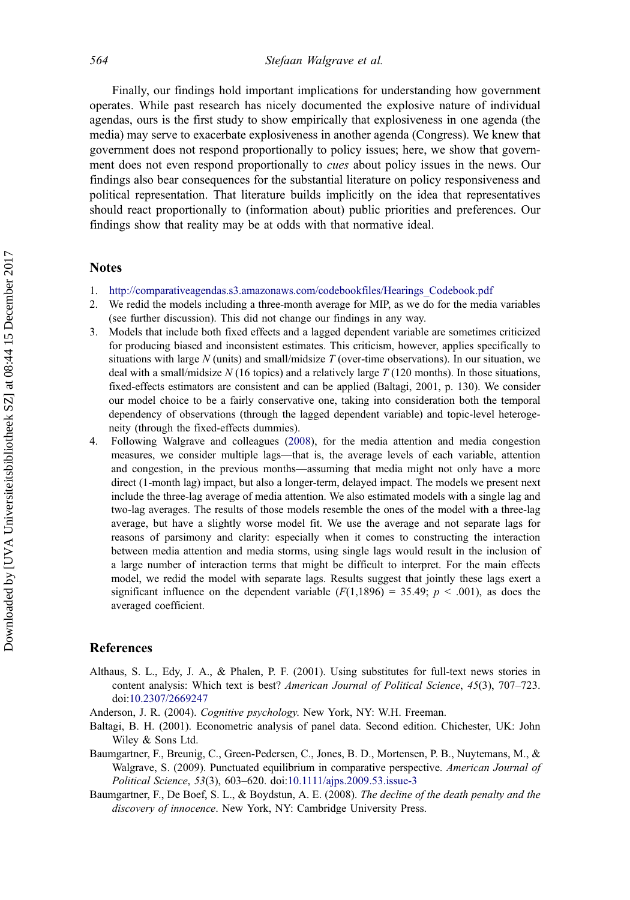Finally, our findings hold important implications for understanding how government operates. While past research has nicely documented the explosive nature of individual agendas, ours is the first study to show empirically that explosiveness in one agenda (the media) may serve to exacerbate explosiveness in another agenda (Congress). We knew that government does not respond proportionally to policy issues; here, we show that government does not even respond proportionally to *cues* about policy issues in the news. Our findings also bear consequences for the substantial literature on policy responsiveness and political representation. That literature builds implicitly on the idea that representatives should react proportionally to (information about) public priorities and preferences. Our findings show that reality may be at odds with that normative ideal.

## Notes

1. http://comparativeagendas.s3.amazonaws.com/codebookfiles/Hearings_Codebook.pdf
2. We redid the models including a three-month average for MIP, as we do for the media variables (see further discussion). This did not change our findings in any way.
3. Models that include both fixed effects and a lagged dependent variable are sometimes criticized for producing biased and inconsistent estimates. This criticism, however, applies specifically to situations with large $N$ (units) and small/midsize $T$ (over-time observations). In our situation, we deal with a small/midsize $N$ (16 topics) and a relatively large $T$ (120 months). In those situations, fixed-effects estimators are consistent and can be applied (Baltagi, 2001, p. 130). We consider our model choice to be a fairly conservative one, taking into consideration both the temporal dependency of observations (through the lagged dependent variable) and topic-level heterogeneity (through the fixed-effects dummies).
4. Following Walgrave and colleagues (2008), for the media attention and media congestion measures, we consider multiple lags—that is, the average levels of each variable, attention and congestion, in the previous months—assuming that media might not only have a more direct (1-month lag) impact, but also a longer-term, delayed impact. The models we present next include the three-lag average of media attention. We also estimated models with a single lag and two-lag averages. The results of those models resemble the ones of the model with a three-lag average, but have a slightly worse model fit. We use the average and not separate lags for reasons of parsimony and clarity: especially when it comes to constructing the interaction between media attention and media storms, using single lags would result in the inclusion of a large number of interaction terms that might be difficult to interpret. For the main effects model, we redid the model with separate lags. Results suggest that jointly these lags exert a significant influence on the dependent variable ($F(1{,}1896) = 35.49$; $p < .001$), as does the averaged coefficient.

## References

Althaus, S. L., Edy, J. A., & Phalen, P. F. (2001). Using substitutes for full-text news stories in content analysis: Which text is best? *American Journal of Political Science*, *45*(3), 707–723. doi:10.2307/2669247

Anderson, J. R. (2004). *Cognitive psychology*. New York, NY: W.H. Freeman.

Baltagi, B. H. (2001). Econometric analysis of panel data. Second edition. Chichester, UK: John Wiley & Sons Ltd.

Baumgartner, F., Breunig, C., Green-Pedersen, C., Jones, B. D., Mortensen, P. B., Nuytemans, M., & Walgrave, S. (2009). Punctuated equilibrium in comparative perspective. *American Journal of Political Science*, *53*(3), 603–620. doi:10.1111/ajps.2009.53.issue-3

Baumgartner, F., De Boef, S. L., & Boydstun, A. E. (2008). *The decline of the death penalty and the discovery of innocence*. New York, NY: Cambridge University Press.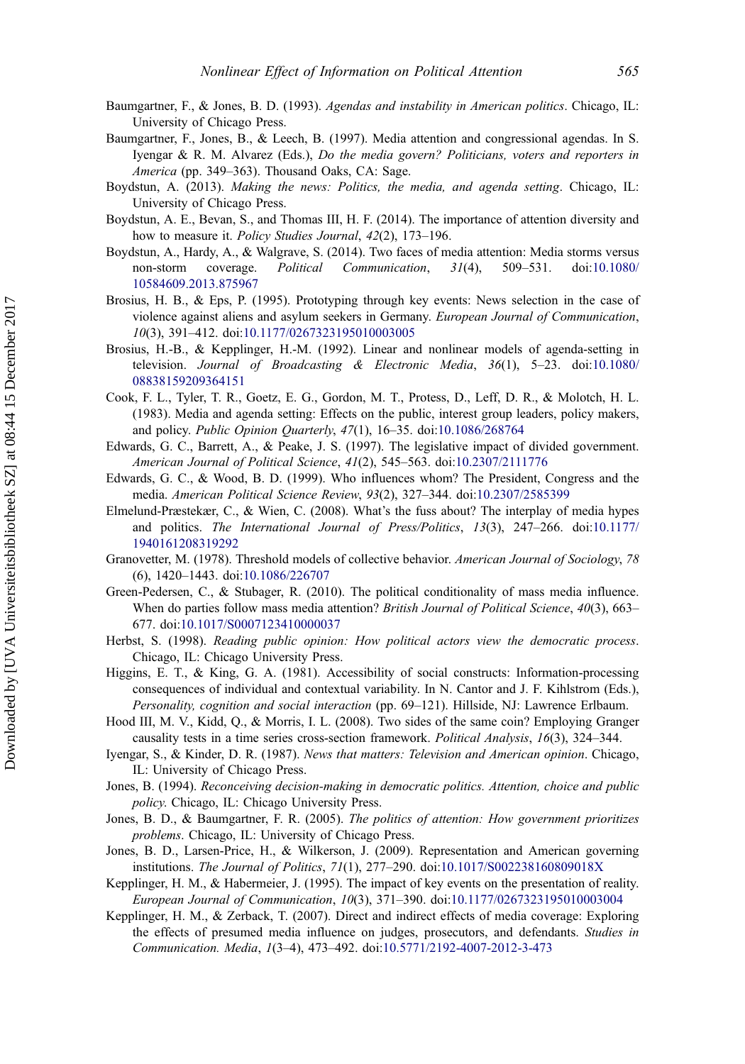Baumgartner, F., & Jones, B. D. (1993). *Agendas and instability in American politics*. Chicago, IL: University of Chicago Press.

Baumgartner, F., Jones, B., & Leech, B. (1997). Media attention and congressional agendas. In S. Iyengar & R. M. Alvarez (Eds.), *Do the media govern? Politicians, voters and reporters in America* (pp. 349–363). Thousand Oaks, CA: Sage.

Boydstun, A. (2013). *Making the news: Politics, the media, and agenda setting*. Chicago, IL: University of Chicago Press.

Boydstun, A. E., Bevan, S., and Thomas III, H. F. (2014). The importance of attention diversity and how to measure it. *Policy Studies Journal*, *42*(2), 173–196.

Boydstun, A., Hardy, A., & Walgrave, S. (2014). Two faces of media attention: Media storms versus non-storm coverage. *Political Communication*, *31*(4), 509–531. doi:10.1080/10584609.2013.875967

Brosius, H. B., & Eps, P. (1995). Prototyping through key events: News selection in the case of violence against aliens and asylum seekers in Germany. *European Journal of Communication*, *10*(3), 391–412. doi:10.1177/0267323195010003005

Brosius, H.-B., & Kepplinger, H.-M. (1992). Linear and nonlinear models of agenda-setting in television. *Journal of Broadcasting & Electronic Media*, *36*(1), 5–23. doi:10.1080/08838159209364151

Cook, F. L., Tyler, T. R., Goetz, E. G., Gordon, M. T., Protess, D., Leff, D. R., & Molotch, H. L. (1983). Media and agenda setting: Effects on the public, interest group leaders, policy makers, and policy. *Public Opinion Quarterly*, *47*(1), 16–35. doi:10.1086/268764

Edwards, G. C., Barrett, A., & Peake, J. S. (1997). The legislative impact of divided government. *American Journal of Political Science*, *41*(2), 545–563. doi:10.2307/2111776

Edwards, G. C., & Wood, B. D. (1999). Who influences whom? The President, Congress and the media. *American Political Science Review*, *93*(2), 327–344. doi:10.2307/2585399

Elmelund-Præstekær, C., & Wien, C. (2008). What's the fuss about? The interplay of media hypes and politics. *The International Journal of Press/Politics*, *13*(3), 247–266. doi:10.1177/1940161208319292

Granovetter, M. (1978). Threshold models of collective behavior. *American Journal of Sociology*, *78* (6), 1420–1443. doi:10.1086/226707

Green-Pedersen, C., & Stubager, R. (2010). The political conditionality of mass media influence. When do parties follow mass media attention? *British Journal of Political Science*, *40*(3), 663–677. doi:10.1017/S0007123410000037

Herbst, S. (1998). *Reading public opinion: How political actors view the democratic process*. Chicago, IL: Chicago University Press.

Higgins, E. T., & King, G. A. (1981). Accessibility of social constructs: Information-processing consequences of individual and contextual variability. In N. Cantor and J. F. Kihlstrom (Eds.), *Personality, cognition and social interaction* (pp. 69–121). Hillside, NJ: Lawrence Erlbaum.

Hood III, M. V., Kidd, Q., & Morris, I. L. (2008). Two sides of the same coin? Employing Granger causality tests in a time series cross-section framework. *Political Analysis*, *16*(3), 324–344.

Iyengar, S., & Kinder, D. R. (1987). *News that matters: Television and American opinion*. Chicago, IL: University of Chicago Press.

Jones, B. (1994). *Reconceiving decision-making in democratic politics. Attention, choice and public policy*. Chicago, IL: Chicago University Press.

Jones, B. D., & Baumgartner, F. R. (2005). *The politics of attention: How government prioritizes problems*. Chicago, IL: University of Chicago Press.

Jones, B. D., Larsen-Price, H., & Wilkerson, J. (2009). Representation and American governing institutions. *The Journal of Politics*, *71*(1), 277–290. doi:10.1017/S002238160809018X

Kepplinger, H. M., & Habermeier, J. (1995). The impact of key events on the presentation of reality. *European Journal of Communication*, *10*(3), 371–390. doi:10.1177/0267323195010003004

Kepplinger, H. M., & Zerback, T. (2007). Direct and indirect effects of media coverage: Exploring the effects of presumed media influence on judges, prosecutors, and defendants. *Studies in Communication. Media*, *1*(3–4), 473–492. doi:10.5771/2192-4007-2012-3-473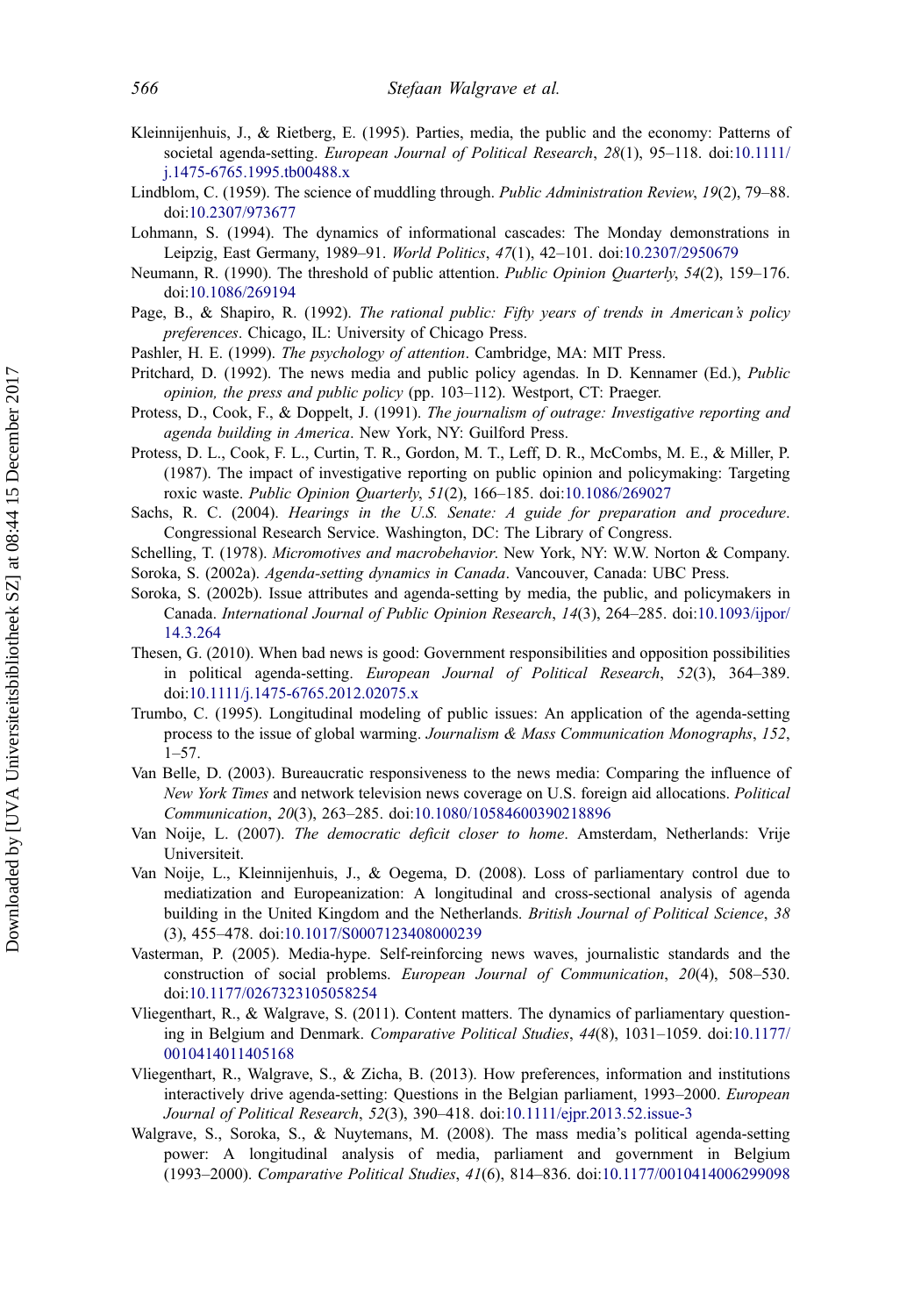Kleinnijenhuis, J., & Rietberg, E. (1995). Parties, media, the public and the economy: Patterns of societal agenda-setting. *European Journal of Political Research*, *28*(1), 95–118. doi:10.1111/j.1475-6765.1995.tb00488.x

Lindblom, C. (1959). The science of muddling through. *Public Administration Review*, *19*(2), 79–88. doi:10.2307/973677

Lohmann, S. (1994). The dynamics of informational cascades: The Monday demonstrations in Leipzig, East Germany, 1989–91. *World Politics*, *47*(1), 42–101. doi:10.2307/2950679

Neumann, R. (1990). The threshold of public attention. *Public Opinion Quarterly*, *54*(2), 159–176. doi:10.1086/269194

Page, B., & Shapiro, R. (1992). *The rational public: Fifty years of trends in American's policy preferences*. Chicago, IL: University of Chicago Press.

Pashler, H. E. (1999). *The psychology of attention*. Cambridge, MA: MIT Press.

Pritchard, D. (1992). The news media and public policy agendas. In D. Kennamer (Ed.), *Public opinion, the press and public policy* (pp. 103–112). Westport, CT: Praeger.

Protess, D., Cook, F., & Doppelt, J. (1991). *The journalism of outrage: Investigative reporting and agenda building in America*. New York, NY: Guilford Press.

Protess, D. L., Cook, F. L., Curtin, T. R., Gordon, M. T., Leff, D. R., McCombs, M. E., & Miller, P. (1987). The impact of investigative reporting on public opinion and policymaking: Targeting roxic waste. *Public Opinion Quarterly*, *51*(2), 166–185. doi:10.1086/269027

Sachs, R. C. (2004). *Hearings in the U.S. Senate: A guide for preparation and procedure*. Congressional Research Service. Washington, DC: The Library of Congress.

Schelling, T. (1978). *Micromotives and macrobehavior*. New York, NY: W.W. Norton & Company.

Soroka, S. (2002a). *Agenda-setting dynamics in Canada*. Vancouver, Canada: UBC Press.

Soroka, S. (2002b). Issue attributes and agenda-setting by media, the public, and policymakers in Canada. *International Journal of Public Opinion Research*, *14*(3), 264–285. doi:10.1093/ijpor/14.3.264

Thesen, G. (2010). When bad news is good: Government responsibilities and opposition possibilities in political agenda-setting. *European Journal of Political Research*, *52*(3), 364–389. doi:10.1111/j.1475-6765.2012.02075.x

Trumbo, C. (1995). Longitudinal modeling of public issues: An application of the agenda-setting process to the issue of global warming. *Journalism & Mass Communication Monographs*, *152*, 1–57.

Van Belle, D. (2003). Bureaucratic responsiveness to the news media: Comparing the influence of *New York Times* and network television news coverage on U.S. foreign aid allocations. *Political Communication*, *20*(3), 263–285. doi:10.1080/10584600390218896

Van Noije, L. (2007). *The democratic deficit closer to home*. Amsterdam, Netherlands: Vrije Universiteit.

Van Noije, L., Kleinnijenhuis, J., & Oegema, D. (2008). Loss of parliamentary control due to mediatization and Europeanization: A longitudinal and cross-sectional analysis of agenda building in the United Kingdom and the Netherlands. *British Journal of Political Science*, *38* (3), 455–478. doi:10.1017/S0007123408000239

Vasterman, P. (2005). Media-hype. Self-reinforcing news waves, journalistic standards and the construction of social problems. *European Journal of Communication*, *20*(4), 508–530. doi:10.1177/0267323105058254

Vliegenthart, R., & Walgrave, S. (2011). Content matters. The dynamics of parliamentary questioning in Belgium and Denmark. *Comparative Political Studies*, *44*(8), 1031–1059. doi:10.1177/0010414011405168

Vliegenthart, R., Walgrave, S., & Zicha, B. (2013). How preferences, information and institutions interactively drive agenda-setting: Questions in the Belgian parliament, 1993–2000. *European Journal of Political Research*, *52*(3), 390–418. doi:10.1111/ejpr.2013.52.issue-3

Walgrave, S., Soroka, S., & Nuytemans, M. (2008). The mass media's political agenda-setting power: A longitudinal analysis of media, parliament and government in Belgium (1993–2000). *Comparative Political Studies*, *41*(6), 814–836. doi:10.1177/0010414006299098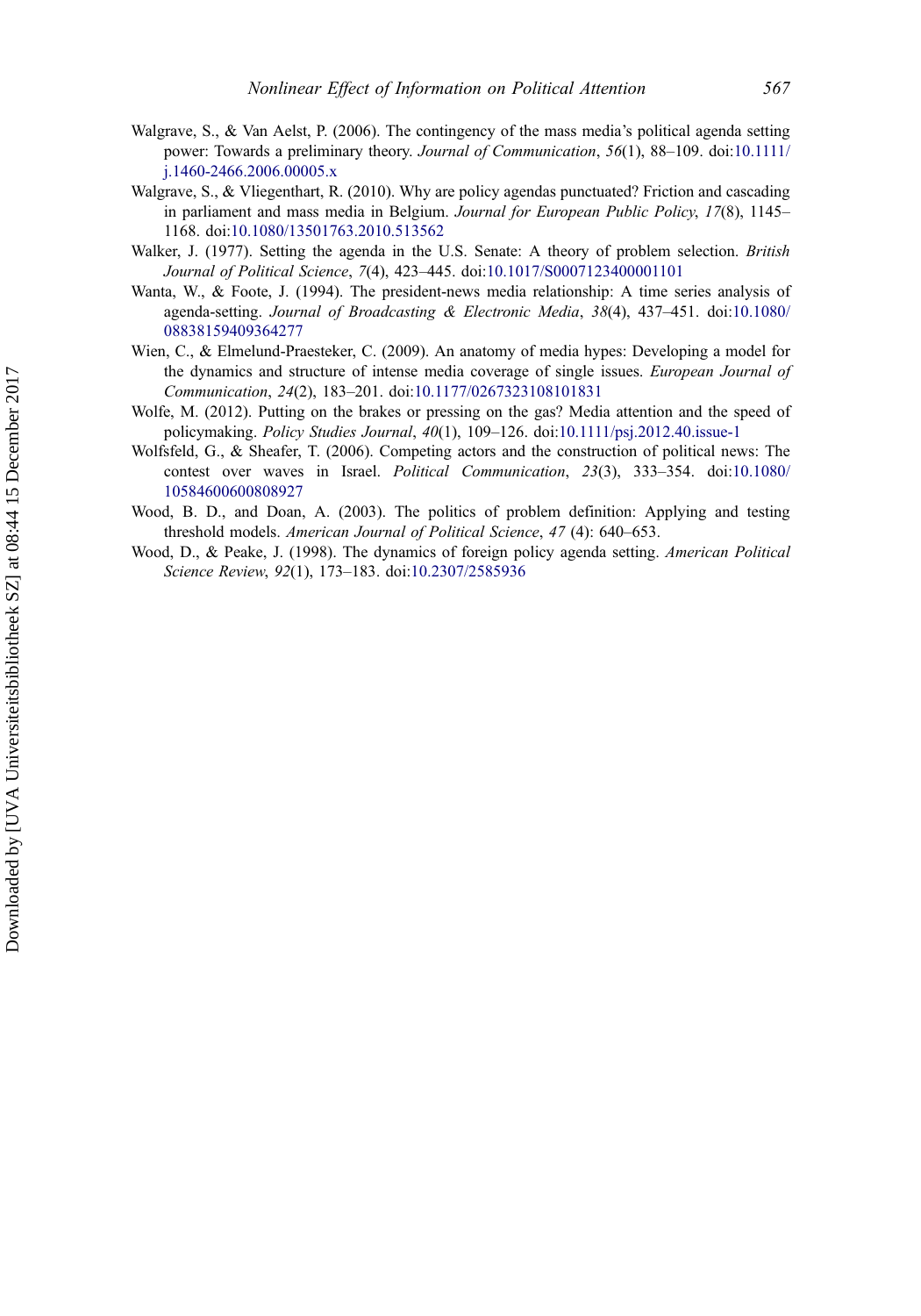Walgrave, S., & Van Aelst, P. (2006). The contingency of the mass media's political agenda setting power: Towards a preliminary theory. *Journal of Communication*, *56*(1), 88–109. doi:10.1111/j.1460-2466.2006.00005.x

Walgrave, S., & Vliegenthart, R. (2010). Why are policy agendas punctuated? Friction and cascading in parliament and mass media in Belgium. *Journal for European Public Policy*, *17*(8), 1145–1168. doi:10.1080/13501763.2010.513562

Walker, J. (1977). Setting the agenda in the U.S. Senate: A theory of problem selection. *British Journal of Political Science*, *7*(4), 423–445. doi:10.1017/S0007123400001101

Wanta, W., & Foote, J. (1994). The president-news media relationship: A time series analysis of agenda-setting. *Journal of Broadcasting & Electronic Media*, *38*(4), 437–451. doi:10.1080/08838159409364277

Wien, C., & Elmelund-Praesteker, C. (2009). An anatomy of media hypes: Developing a model for the dynamics and structure of intense media coverage of single issues. *European Journal of Communication*, *24*(2), 183–201. doi:10.1177/0267323108101831

Wolfe, M. (2012). Putting on the brakes or pressing on the gas? Media attention and the speed of policymaking. *Policy Studies Journal*, *40*(1), 109–126. doi:10.1111/psj.2012.40.issue-1

Wolfsfeld, G., & Sheafer, T. (2006). Competing actors and the construction of political news: The contest over waves in Israel. *Political Communication*, *23*(3), 333–354. doi:10.1080/10584600600808927

Wood, B. D., and Doan, A. (2003). The politics of problem definition: Applying and testing threshold models. *American Journal of Political Science*, *47* (4): 640–653.

Wood, D., & Peake, J. (1998). The dynamics of foreign policy agenda setting. *American Political Science Review*, *92*(1), 173–183. doi:10.2307/2585936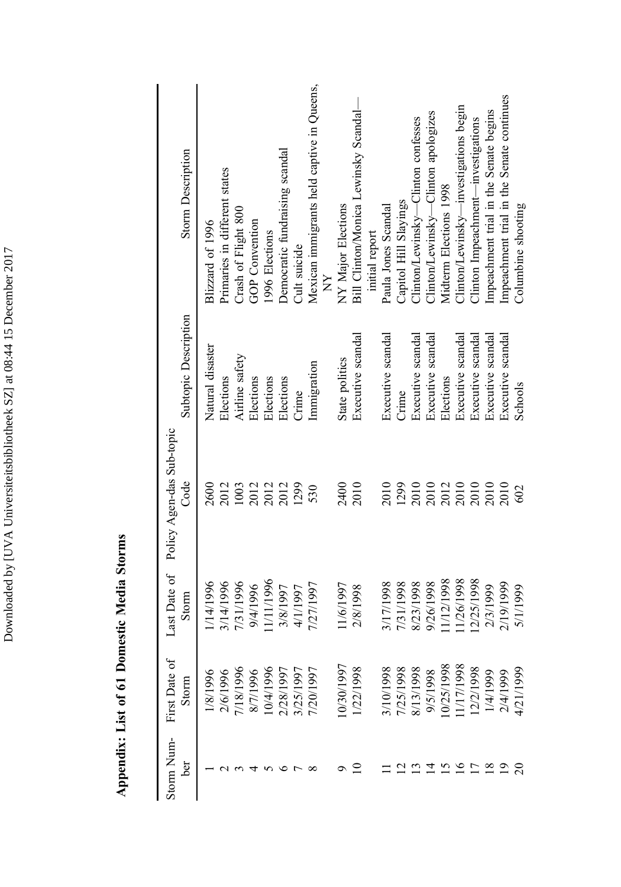## Appendix: List of 61 Domestic Media Storms

| Storm Number | First Date of Storm | Last Date of Storm | Policy Agendas Sub-topic Code | Subtopic Description | Storm Description |
|---|---|---|---|---|---|
| 1 | 1/8/1996 | 1/14/1996 | 2600 | Natural disaster | Blizzard of 1996 |
| 2 | 2/6/1996 | 3/14/1996 | 2012 | Elections | Primaries in different states |
| 3 | 7/18/1996 | 7/31/1996 | 1003 | Airline safety | Crash of Flight 800 |
| 4 | 8/7/1996 | 9/4/1996 | 2012 | Elections | GOP Convention |
| 5 | 10/4/1996 | 11/11/1996 | 2012 | Elections | 1996 Elections |
| 6 | 2/28/1997 | 3/8/1997 | 2012 | Elections | Democratic fundraising scandal |
| 7 | 3/25/1997 | 4/1/1997 | 1299 | Crime | Cult suicide |
| 8 | 7/20/1997 | 7/27/1997 | 530 | Immigration | Mexican immigrants held captive in Queens, NY |
| 9 | 10/30/1997 | 11/6/1997 | 2400 | State politics | NY Major Elections |
| 10 | 1/22/1998 | 2/8/1998 | 2010 | Executive scandal | Bill Clinton/Monica Lewinsky Scandal—initial report |
| 11 | 3/10/1998 | 3/17/1998 | 2010 | Executive scandal | Paula Jones Scandal |
| 12 | 7/25/1998 | 7/31/1998 | 1299 | Crime | Capitol Hill Slayings |
| 13 | 8/13/1998 | 8/23/1998 | 2010 | Executive scandal | Clinton/Lewinsky—Clinton confesses |
| 14 | 9/5/1998 | 9/26/1998 | 2010 | Executive scandal | Clinton/Lewinsky—Clinton apologizes |
| 15 | 10/25/1998 | 11/12/1998 | 2012 | Elections | Midterm Elections 1998 |
| 16 | 11/17/1998 | 11/26/1998 | 2010 | Executive scandal | Clinton/Lewinsky—investigations begin |
| 17 | 12/2/1998 | 12/25/1998 | 2010 | Executive scandal | Clinton Impeachment—investigations |
| 18 | 1/4/1999 | 2/3/1999 | 2010 | Executive scandal | Impeachment trial in the Senate begins |
| 19 | 2/4/1999 | 2/19/1999 | 2010 | Executive scandal | Impeachment trial in the Senate continues |
| 20 | 4/21/1999 | 5/1/1999 | 602 | Schools | Columbine shooting |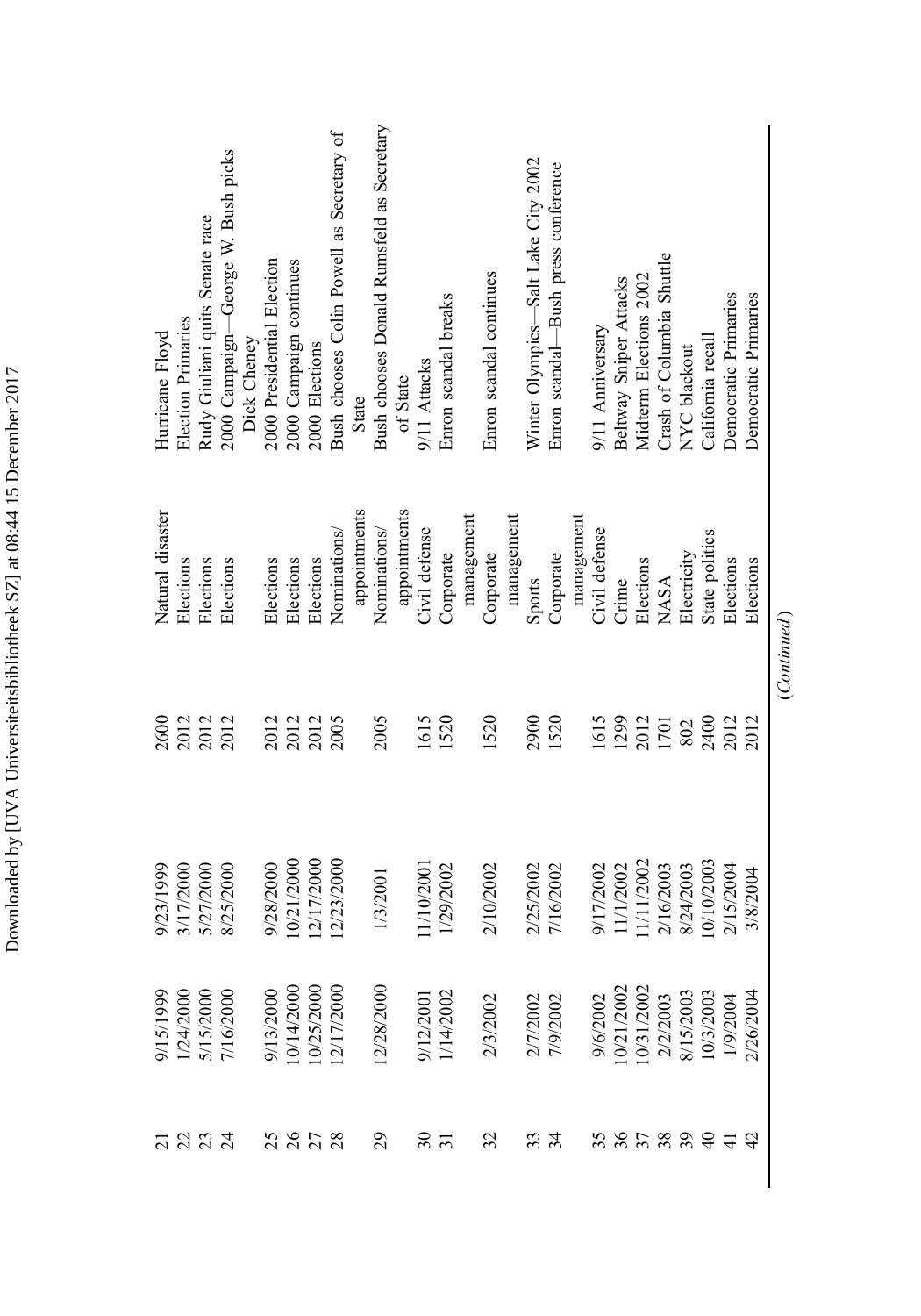| | | | | | |
|---|---|---|---|---|---|
| 21 | 9/15/1999 | 9/23/1999 | 2600 | Natural disaster | Hurricane Floyd |
| 22 | 1/24/2000 | 3/17/2000 | 2012 | Elections | Election Primaries |
| 23 | 5/15/2000 | 5/27/2000 | 2012 | Elections | Rudy Giuliani quits Senate race |
| 24 | 7/16/2000 | 8/25/2000 | 2012 | Elections | 2000 Campaign—George W. Bush picks Dick Cheney |
| 25 | 9/13/2000 | 9/28/2000 | 2012 | Elections | 2000 Presidential Election |
| 26 | 10/14/2000 | 10/21/2000 | 2012 | Elections | 2000 Campaign continues |
| 27 | 10/25/2000 | 12/17/2000 | 2012 | Elections | 2000 Elections |
| 28 | 12/17/2000 | 12/23/2000 | 2005 | Nominations/ appointments | Bush chooses Colin Powell as Secretary of State |
| 29 | 12/28/2000 | 1/3/2001 | 2005 | Nominations/ appointments | Bush chooses Donald Rumsfeld as Secretary of State |
| 30 | 9/12/2001 | 11/10/2001 | 1615 | Civil defense | 9/11 Attacks |
| 31 | 1/14/2002 | 1/29/2002 | 1520 | Corporate management | Enron scandal breaks |
| 32 | 2/3/2002 | 2/10/2002 | 1520 | Corporate management | Enron scandal continues |
| 33 | 2/7/2002 | 2/25/2002 | 2900 | Sports | Winter Olympics—Salt Lake City 2002 |
| 34 | 7/9/2002 | 7/16/2002 | 1520 | Corporate management | Enron scandal—Bush press conference |
| 35 | 9/6/2002 | 9/17/2002 | 1615 | Civil defense | 9/11 Anniversary |
| 36 | 10/21/2002 | 11/1/2002 | 1299 | Crime | Beltway Sniper Attacks |
| 37 | 10/31/2002 | 11/11/2002 | 2012 | Elections | Midterm Elections 2002 |
| 38 | 2/2/2003 | 2/16/2003 | 1701 | NASA | Crash of Columbia Shuttle |
| 39 | 8/15/2003 | 8/24/2003 | 802 | Electricity | NYC blackout |
| 40 | 10/3/2003 | 10/10/2003 | 2400 | State politics | California recall |
| 41 | 1/9/2004 | 2/15/2004 | 2012 | Elections | Democratic Primaries |
| 42 | 2/26/2004 | 3/8/2004 | 2012 | Elections | Democratic Primaries |

(*Continued*)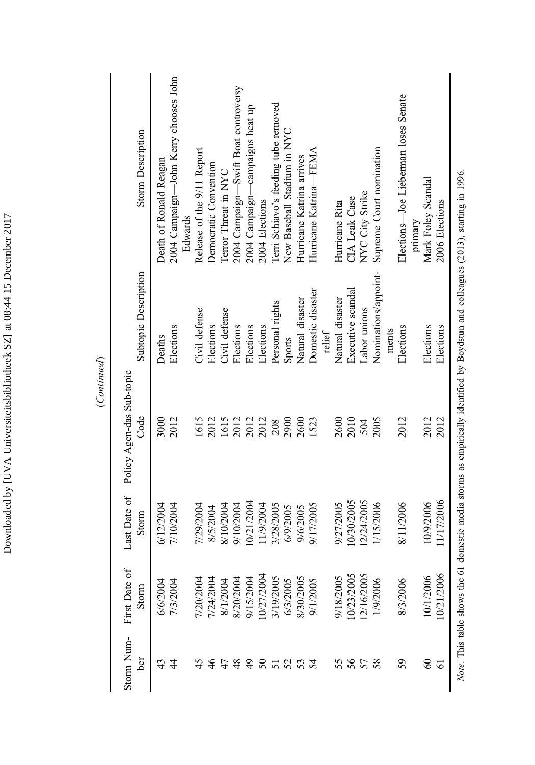(*Continued*)

| Storm Number | First Date of Storm | Last Date of Storm | Policy Agendas Sub-topic Code | Subtopic Description | Storm Description |
|---|---|---|---|---|---|
| 43 | 6/6/2004 | 6/12/2004 | 3000 | Deaths | Death of Ronald Reagan |
| 44 | 7/3/2004 | 7/10/2004 | 2012 | Elections | 2004 Campaign—John Kerry chooses John Edwards |
| 45 | 7/20/2004 | 7/29/2004 | 1615 | Civil defense | Release of the 9/11 Report |
| 46 | 7/24/2004 | 8/5/2004 | 2012 | Elections | Democratic Convention |
| 47 | 8/1/2004 | 8/10/2004 | 1615 | Civil defense | Terror Threat in NYC |
| 48 | 8/20/2004 | 9/10/2004 | 2012 | Elections | 2004 Campaign—Swift Boat controversy |
| 49 | 9/15/2004 | 10/21/2004 | 2012 | Elections | 2004 Campaign—campaigns heat up |
| 50 | 10/27/2004 | 11/9/2004 | 2012 | Elections | 2004 Elections |
| 51 | 3/19/2005 | 3/28/2005 | 208 | Personal rights | Terri Schiavo's feeding tube removed |
| 52 | 6/3/2005 | 6/9/2005 | 2900 | Sports | New Baseball Stadium in NYC |
| 53 | 8/30/2005 | 9/6/2005 | 2600 | Natural disaster | Hurricane Katrina arrives |
| 54 | 9/1/2005 | 9/17/2005 | 1523 | Domestic disaster relief | Hurricane Katrina—FEMA |
| 55 | 9/18/2005 | 9/27/2005 | 2600 | Natural disaster | Hurricane Rita |
| 56 | 10/23/2005 | 10/30/2005 | 2010 | Executive scandal | CIA Leak Case |
| 57 | 12/16/2005 | 12/24/2005 | 504 | Labor unions | NYC City Strike |
| 58 | 1/9/2006 | 1/15/2006 | 2005 | Nominations/appointments | Supreme Court nomination |
| 59 | 8/3/2006 | 8/11/2006 | 2012 | Elections | Elections—Joe Lieberman loses Senate primary |
| 60 | 10/1/2006 | 10/9/2006 | 2012 | Elections | Mark Foley Scandal |
| 61 | 10/21/2006 | 11/17/2006 | 2012 | Elections | 2006 Elections |

*Note.* This table shows the 61 domestic media storms as empirically identified by Boydstun and colleagues (2013), starting in 1996.